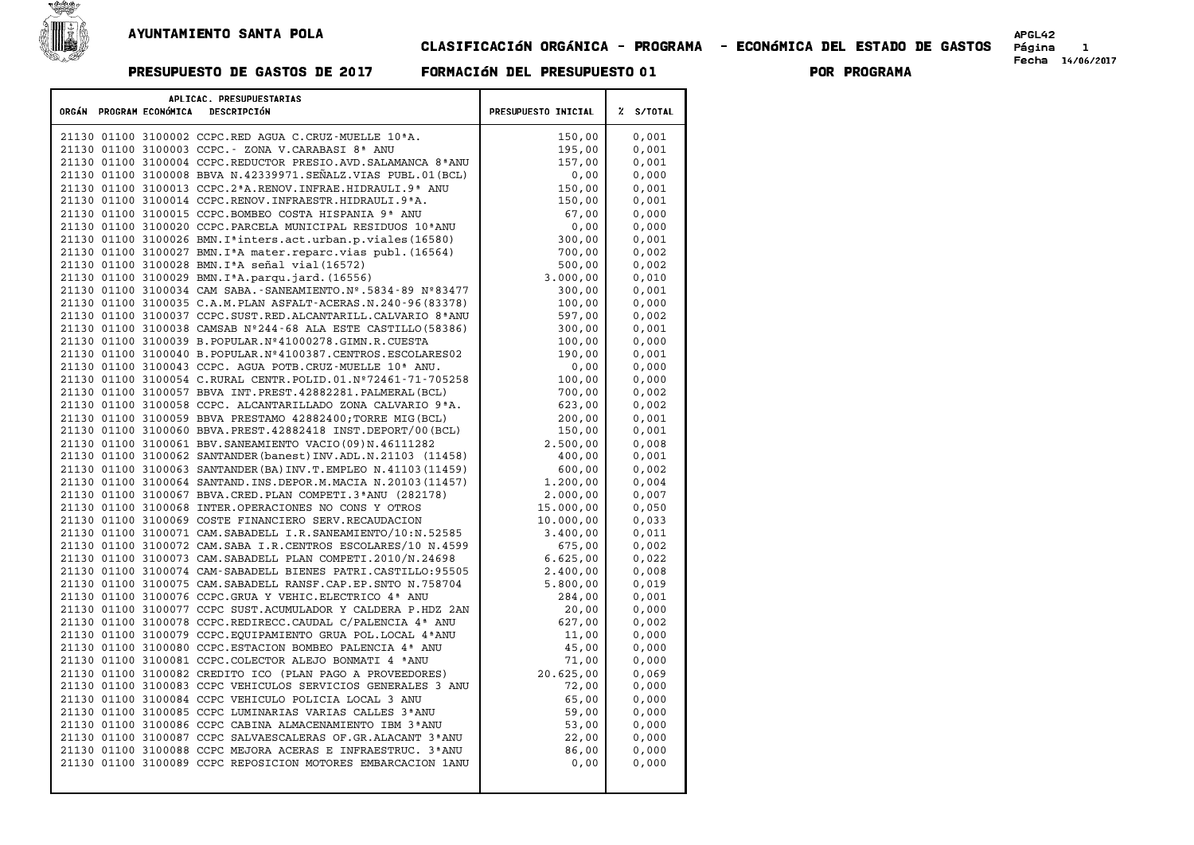# AYUNTAMIENTO SANTA POLA

## CLASIFICACIóN ORGÁNICA - PROGRAMA - ECONóMICA DEL ESTADO DE GASTOS

APGL42
Fecha 14/06/2017

**PRESUPUESTO DE GASTOS DE 2017** **FORMACIóN DEL PRESUPUESTO 01** **POR PROGRAMA**

| ORGÁN | PROGRAM | ECONÓMICA | DESCRIPCIÓN | PRESUPUESTO INICIAL | % S/TOTAL |
|---|---|---|---|---|---|
| 21130 | 01100 | 3100002 | CCPC.RED AGUA C.CRUZ-MUELLE 10ªA. | 150,00 | 0,001 |
| 21130 | 01100 | 3100003 | CCPC.- ZONA V.CARABASI 8ª ANU | 195,00 | 0,001 |
| 21130 | 01100 | 3100004 | CCPC.REDUCTOR PRESIO.AVD.SALAMANCA 8ªANU | 157,00 | 0,001 |
| 21130 | 01100 | 3100008 | BBVA N.42339971.SEÑALZ.VIAS PUBL.01(BCL) | 0,00 | 0,000 |
| 21130 | 01100 | 3100013 | CCPC.2ªA.RENOV.INFRAE.HIDRAULI.9ª ANU | 150,00 | 0,001 |
| 21130 | 01100 | 3100014 | CCPC.RENOV.INFRAESTR.HIDRAULI.9ªA. | 150,00 | 0,001 |
| 21130 | 01100 | 3100015 | CCPC.BOMBEO COSTA HISPANIA 9ª ANU | 67,00 | 0,000 |
| 21130 | 01100 | 3100020 | CCPC.PARCELA MUNICIPAL RESIDUOS 10ªANU | 0,00 | 0,000 |
| 21130 | 01100 | 3100026 | BMN.Iªinters.act.urban.p.viales(16580) | 300,00 | 0,001 |
| 21130 | 01100 | 3100027 | BMN.IªA mater.reparc.vias publ.(16564) | 700,00 | 0,002 |
| 21130 | 01100 | 3100028 | BMN.IªA señal vial(16572) | 500,00 | 0,002 |
| 21130 | 01100 | 3100029 | BMN.IªA.parqu.jard.(16556) | 3.000,00 | 0,010 |
| 21130 | 01100 | 3100034 | CAM SABA.-SANEAMIENTO.Nº.5834-89 Nº83477 | 300,00 | 0,001 |
| 21130 | 01100 | 3100035 | C.A.M.PLAN ASFALT-ACERAS.N.240-96(83378) | 100,00 | 0,000 |
| 21130 | 01100 | 3100037 | CCPC.SUST.RED.ALCANTARILL.CALVARIO 8ªANU | 597,00 | 0,002 |
| 21130 | 01100 | 3100038 | CAMSAB Nº244-68 ALA ESTE CASTILLO(58386) | 300,00 | 0,001 |
| 21130 | 01100 | 3100039 | B.POPULAR.Nº41000278.GIMN.R.CUESTA | 100,00 | 0,000 |
| 21130 | 01100 | 3100040 | B.POPULAR.Nº4100387.CENTROS.ESCOLARES02 | 190,00 | 0,001 |
| 21130 | 01100 | 3100043 | CCPC. AGUA POTB.CRUZ-MUELLE 10ª ANU. | 0,00 | 0,000 |
| 21130 | 01100 | 3100054 | C.RURAL CENTR.POLID.01.Nº72461-71-705258 | 100,00 | 0,000 |
| 21130 | 01100 | 3100057 | BBVA INT.PREST.42882281.PALMERAL(BCL) | 700,00 | 0,002 |
| 21130 | 01100 | 3100058 | CCPC. ALCANTARILLADO ZONA CALVARIO 9ªA. | 623,00 | 0,002 |
| 21130 | 01100 | 3100059 | BBVA PRESTAMO 42882400;TORRE MIG(BCL) | 200,00 | 0,001 |
| 21130 | 01100 | 3100060 | BBVA.PREST.42882418 INST.DEPORT/00(BCL) | 150,00 | 0,001 |
| 21130 | 01100 | 3100061 | BBV.SANEAMIENTO VACIO(09)N.46111282 | 2.500,00 | 0,008 |
| 21130 | 01100 | 3100062 | SANTANDER(banest)INV.ADL.N.21103 (11458) | 400,00 | 0,001 |
| 21130 | 01100 | 3100063 | SANTANDER(BA)INV.T.EMPLEO N.41103(11459) | 600,00 | 0,002 |
| 21130 | 01100 | 3100064 | SANTAND.INS.DEPOR.M.MACIA N.20103(11457) | 1.200,00 | 0,004 |
| 21130 | 01100 | 3100067 | BBVA.CRED.PLAN COMPETI.3ªANU (282178) | 2.000,00 | 0,007 |
| 21130 | 01100 | 3100068 | INTER.OPERACIONES NO CONS Y OTROS | 15.000,00 | 0,050 |
| 21130 | 01100 | 3100069 | COSTE FINANCIERO SERV.RECAUDACION | 10.000,00 | 0,033 |
| 21130 | 01100 | 3100071 | CAM.SABADELL I.R.SANEAMIENTO/10:N.52585 | 3.400,00 | 0,011 |
| 21130 | 01100 | 3100072 | CAM.SABA I.R.CENTROS ESCOLARES/10 N.4599 | 675,00 | 0,002 |
| 21130 | 01100 | 3100073 | CAM.SABADELL PLAN COMPETI.2010/N.24698 | 6.625,00 | 0,022 |
| 21130 | 01100 | 3100074 | CAM-SABADELL BIENES PATRI.CASTILLO:95505 | 2.400,00 | 0,008 |
| 21130 | 01100 | 3100075 | CAM.SABADELL RANSF.CAP.EP.SNTO N.758704 | 5.800,00 | 0,019 |
| 21130 | 01100 | 3100076 | CCPC.GRUA Y VEHIC.ELECTRICO 4ª ANU | 284,00 | 0,001 |
| 21130 | 01100 | 3100077 | CCPC SUST.ACUMULADOR Y CALDERA P.HDZ 2AN | 20,00 | 0,000 |
| 21130 | 01100 | 3100078 | CCPC.REDIRECC.CAUDAL C/PALENCIA 4ª ANU | 627,00 | 0,002 |
| 21130 | 01100 | 3100079 | CCPC.EQUIPAMIENTO GRUA POL.LOCAL 4ªANU | 11,00 | 0,000 |
| 21130 | 01100 | 3100080 | CCPC.ESTACION BOMBEO PALENCIA 4ª ANU | 45,00 | 0,000 |
| 21130 | 01100 | 3100081 | CCPC.COLECTOR ALEJO BONMATI 4 ªANU | 71,00 | 0,000 |
| 21130 | 01100 | 3100082 | CREDITO ICO (PLAN PAGO A PROVEEDORES) | 20.625,00 | 0,069 |
| 21130 | 01100 | 3100083 | CCPC VEHICULOS SERVICIOS GENERALES 3 ANU | 72,00 | 0,000 |
| 21130 | 01100 | 3100084 | CCPC VEHICULO POLICIA LOCAL 3 ANU | 65,00 | 0,000 |
| 21130 | 01100 | 3100085 | CCPC LUMINARIAS VARIAS CALLES 3ªANU | 59,00 | 0,000 |
| 21130 | 01100 | 3100086 | CCPC CABINA ALMACENAMIENTO IBM 3ªANU | 53,00 | 0,000 |
| 21130 | 01100 | 3100087 | CCPC SALVAESCALERAS OF.GR.ALACANT 3ªANU | 22,00 | 0,000 |
| 21130 | 01100 | 3100088 | CCPC MEJORA ACERAS E INFRAESTRUC. 3ªANU | 86,00 | 0,000 |
| 21130 | 01100 | 3100089 | CCPC REPOSICION MOTORES EMBARCACION 1ANU | 0,00 | 0,000 |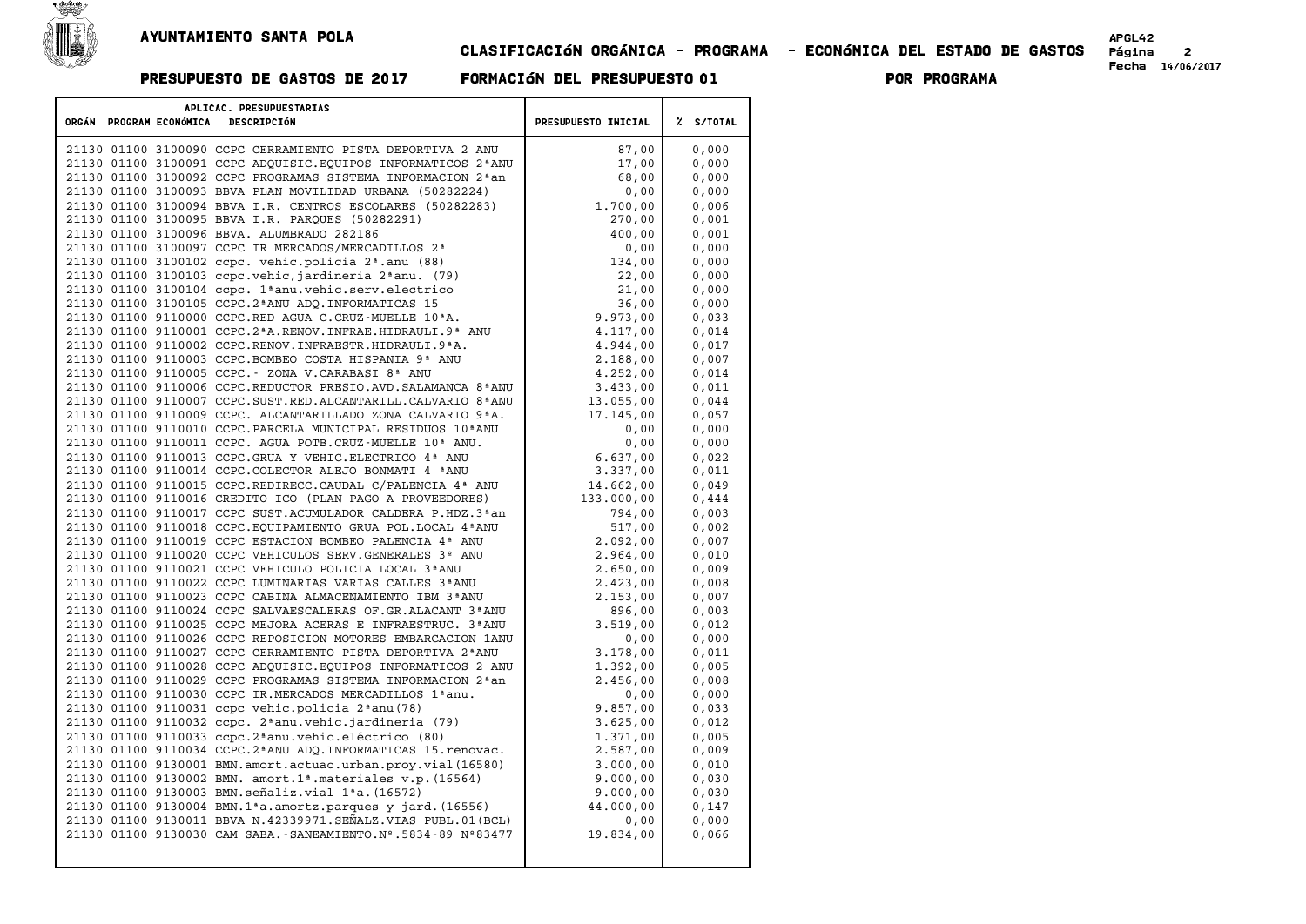**AYUNTAMIENTO SANTA POLA**

**CLASIFICACIóN ORGÁNICA - PROGRAMA - ECONóMICA DEL ESTADO DE GASTOS**

APGL42
Fecha 14/06/2017

**PRESUPUESTO DE GASTOS DE 2017 FORMACIóN DEL PRESUPUESTO 01 POR PROGRAMA**

| APLICAC. PRESUPUESTARIAS ORGÁN PROGRAM ECONÓMICA DESCRIPCIÓN | PRESUPUESTO INICIAL | % S/TOTAL |
|---|---|---|
| 21130 01100 3100090 CCPC CERRAMIENTO PISTA DEPORTIVA 2 ANU | 87,00 | 0,000 |
| 21130 01100 3100091 CCPC ADQUISIC.EQUIPOS INFORMATICOS 2ªANU | 17,00 | 0,000 |
| 21130 01100 3100092 CCPC PROGRAMAS SISTEMA INFORMACION 2ªan | 68,00 | 0,000 |
| 21130 01100 3100093 BBVA PLAN MOVILIDAD URBANA (50282224) | 0,00 | 0,000 |
| 21130 01100 3100094 BBVA I.R. CENTROS ESCOLARES (50282283) | 1.700,00 | 0,006 |
| 21130 01100 3100095 BBVA I.R. PARQUES (50282291) | 270,00 | 0,001 |
| 21130 01100 3100096 BBVA. ALUMBRADO 282186 | 400,00 | 0,001 |
| 21130 01100 3100097 CCPC IR MERCADOS/MERCADILLOS 2ª | 0,00 | 0,000 |
| 21130 01100 3100102 ccpc. vehic.policia 2ª.anu (88) | 134,00 | 0,000 |
| 21130 01100 3100103 ccpc.vehic,jardineria 2ªanu. (79) | 22,00 | 0,000 |
| 21130 01100 3100104 ccpc. 1ªanu.vehic.serv.electrico | 21,00 | 0,000 |
| 21130 01100 3100105 CCPC.2ªANU ADQ.INFORMATICAS 15 | 36,00 | 0,000 |
| 21130 01100 9110000 CCPC.RED AGUA C.CRUZ-MUELLE 10ªA. | 9.973,00 | 0,033 |
| 21130 01100 9110001 CCPC.2ªA.RENOV.INFRAE.HIDRAULI.9ª ANU | 4.117,00 | 0,014 |
| 21130 01100 9110002 CCPC.RENOV.INFRAESTR.HIDRAULI.9ªA. | 4.944,00 | 0,017 |
| 21130 01100 9110003 CCPC.BOMBEO COSTA HISPANIA 9ª ANU | 2.188,00 | 0,007 |
| 21130 01100 9110005 CCPC.- ZONA V.CARABASI 8ª ANU | 4.252,00 | 0,014 |
| 21130 01100 9110006 CCPC.REDUCTOR PRESIO.AVD.SALAMANCA 8ªANU | 3.433,00 | 0,011 |
| 21130 01100 9110007 CCPC.SUST.RED.ALCANTARILL.CALVARIO 8ªANU | 13.055,00 | 0,044 |
| 21130 01100 9110009 CCPC. ALCANTARILLADO ZONA CALVARIO 9ªA. | 17.145,00 | 0,057 |
| 21130 01100 9110010 CCPC.PARCELA MUNICIPAL RESIDUOS 10ªANU | 0,00 | 0,000 |
| 21130 01100 9110011 CCPC. AGUA POTB.CRUZ-MUELLE 10ª ANU. | 0,00 | 0,000 |
| 21130 01100 9110013 CCPC.GRUA Y VEHIC.ELECTRICO 4ª ANU | 6.637,00 | 0,022 |
| 21130 01100 9110014 CCPC.COLECTOR ALEJO BONMATI 4 ªANU | 3.337,00 | 0,011 |
| 21130 01100 9110015 CCPC.REDIRECC.CAUDAL C/PALENCIA 4ª ANU | 14.662,00 | 0,049 |
| 21130 01100 9110016 CREDITO ICO (PLAN PAGO A PROVEEDORES) | 133.000,00 | 0,444 |
| 21130 01100 9110017 CCPC SUST.ACUMULADOR CALDERA P.HDZ.3ªan | 794,00 | 0,003 |
| 21130 01100 9110018 CCPC.EQUIPAMIENTO GRUA POL.LOCAL 4ªANU | 517,00 | 0,002 |
| 21130 01100 9110019 CCPC ESTACION BOMBEO PALENCIA 4ª ANU | 2.092,00 | 0,007 |
| 21130 01100 9110020 CCPC VEHICULOS SERV.GENERALES 3ª ANU | 2.964,00 | 0,010 |
| 21130 01100 9110021 CCPC VEHICULO POLICIA LOCAL 3ªANU | 2.650,00 | 0,009 |
| 21130 01100 9110022 CCPC LUMINARIAS VARIAS CALLES 3ªANU | 2.423,00 | 0,008 |
| 21130 01100 9110023 CCPC CABINA ALMACENAMIENTO IBM 3ªANU | 2.153,00 | 0,007 |
| 21130 01100 9110024 CCPC SALVAESCALERAS OF.GR.ALACANT 3ªANU | 896,00 | 0,003 |
| 21130 01100 9110025 CCPC MEJORA ACERAS E INFRAESTRUC. 3ªANU | 3.519,00 | 0,012 |
| 21130 01100 9110026 CCPC REPOSICION MOTORES EMBARCACION 1ANU | 0,00 | 0,000 |
| 21130 01100 9110027 CCPC CERRAMIENTO PISTA DEPORTIVA 2ªANU | 3.178,00 | 0,011 |
| 21130 01100 9110028 CCPC ADQUISIC.EQUIPOS INFORMATICOS 2 ANU | 1.392,00 | 0,005 |
| 21130 01100 9110029 CCPC PROGRAMAS SISTEMA INFORMACION 2ªan | 2.456,00 | 0,008 |
| 21130 01100 9110030 CCPC IR.MERCADOS MERCADILLOS 1ªanu. | 0,00 | 0,000 |
| 21130 01100 9110031 ccpc vehic.policia 2ªanu(78) | 9.857,00 | 0,033 |
| 21130 01100 9110032 ccpc. 2ªanu.vehic.jardineria (79) | 3.625,00 | 0,012 |
| 21130 01100 9110033 ccpc.2ªanu.vehic.eléctrico (80) | 1.371,00 | 0,005 |
| 21130 01100 9110034 CCPC.2ªANU ADQ.INFORMATICAS 15.renovac. | 2.587,00 | 0,009 |
| 21130 01100 9130001 BMN.amort.actuac.urban.proy.vial(16580) | 3.000,00 | 0,010 |
| 21130 01100 9130002 BMN. amort.1ª.materiales v.p.(16564) | 9.000,00 | 0,030 |
| 21130 01100 9130003 BMN.señaliz.vial 1ªa.(16572) | 9.000,00 | 0,030 |
| 21130 01100 9130004 BMN.1ªa.amortz.parques y jard.(16556) | 44.000,00 | 0,147 |
| 21130 01100 9130011 BBVA N.42339971.SEÑALZ.VIAS PUBL.01(BCL) | 0,00 | 0,000 |
| 21130 01100 9130030 CAM SABA.-SANEAMIENTO.Nº.5834-89 Nº83477 | 19.834,00 | 0,066 |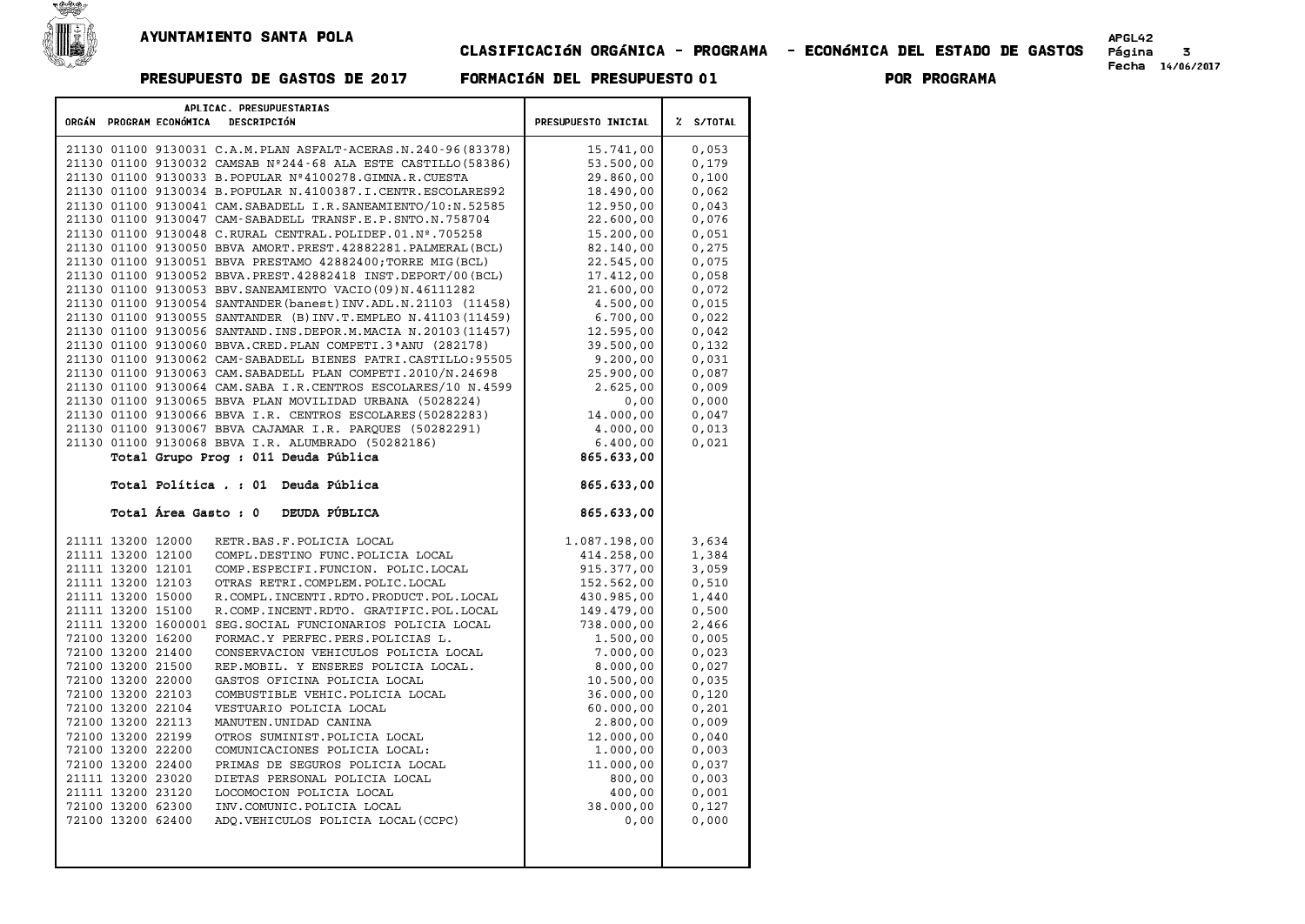# AYUNTAMIENTO SANTA POLA

## CLASIFICACIóN ORGÁNICA - PROGRAMA - ECONóMICA DEL ESTADO DE GASTOS

**PRESUPUESTO DE GASTOS DE 2017 FORMACIóN DEL PRESUPUESTO 01 POR PROGRAMA**

| ORGÁN | PROGRAM | ECONÓMICA | DESCRIPCIÓN | PRESUPUESTO INICIAL | % S/TOTAL |
|---|---|---|---|---|---|
| 21130 | 01100 | 9130031 | C.A.M.PLAN ASFALT-ACERAS.N.240-96(83378) | 15.741,00 | 0,053 |
| 21130 | 01100 | 9130032 | CAMSAB Nº244-68 ALA ESTE CASTILLO(58386) | 53.500,00 | 0,179 |
| 21130 | 01100 | 9130033 | B.POPULAR Nº4100278.GIMNA.R.CUESTA | 29.860,00 | 0,100 |
| 21130 | 01100 | 9130034 | B.POPULAR N.4100387.I.CENTR.ESCOLARES92 | 18.490,00 | 0,062 |
| 21130 | 01100 | 9130041 | CAM.SABADELL I.R.SANEAMIENTO/10:N.52585 | 12.950,00 | 0,043 |
| 21130 | 01100 | 9130047 | CAM-SABADELL TRANSF.E.P.SNTO.N.758704 | 22.600,00 | 0,076 |
| 21130 | 01100 | 9130048 | C.RURAL CENTRAL.POLIDEP.01.Nº.705258 | 15.200,00 | 0,051 |
| 21130 | 01100 | 9130050 | BBVA AMORT.PREST.42882281.PALMERAL(BCL) | 82.140,00 | 0,275 |
| 21130 | 01100 | 9130051 | BBVA PRESTAMO 42882400;TORRE MIG(BCL) | 22.545,00 | 0,075 |
| 21130 | 01100 | 9130052 | BBVA.PREST.42882418 INST.DEPORT/00(BCL) | 17.412,00 | 0,058 |
| 21130 | 01100 | 9130053 | BBV.SANEAMIENTO VACIO(09)N.46111282 | 21.600,00 | 0,072 |
| 21130 | 01100 | 9130054 | SANTANDER(banest)INV.ADL.N.21103 (11458) | 4.500,00 | 0,015 |
| 21130 | 01100 | 9130055 | SANTANDER (B)INV.T.EMPLEO N.41103(11459) | 6.700,00 | 0,022 |
| 21130 | 01100 | 9130056 | SANTAND.INS.DEPOR.M.MACIA N.20103(11457) | 12.595,00 | 0,042 |
| 21130 | 01100 | 9130060 | BBVA.CRED.PLAN COMPETI.3ªANU (282178) | 39.500,00 | 0,132 |
| 21130 | 01100 | 9130062 | CAM-SABADELL BIENES PATRI.CASTILLO:95505 | 9.200,00 | 0,031 |
| 21130 | 01100 | 9130063 | CAM.SABADELL PLAN COMPETI.2010/N.24698 | 25.900,00 | 0,087 |
| 21130 | 01100 | 9130064 | CAM.SABA I.R.CENTROS ESCOLARES/10 N.4599 | 2.625,00 | 0,009 |
| 21130 | 01100 | 9130065 | BBVA PLAN MOVILIDAD URBANA (5028224) | 0,00 | 0,000 |
| 21130 | 01100 | 9130066 | BBVA I.R. CENTROS ESCOLARES(50282283) | 14.000,00 | 0,047 |
| 21130 | 01100 | 9130067 | BBVA CAJAMAR I.R. PARQUES (50282291) | 4.000,00 | 0,013 |
| 21130 | 01100 | 9130068 | BBVA I.R. ALUMBRADO (50282186) | 6.400,00 | 0,021 |
| | | | **Total Grupo Prog : 011 Deuda Pública** | **865.633,00** | |
| | | | **Total Política . : 01 Deuda Pública** | **865.633,00** | |
| | | | **Total Área Gasto : 0 DEUDA PÚBLICA** | **865.633,00** | |
| 21111 | 13200 | 12000 | RETR.BAS.F.POLICIA LOCAL | 1.087.198,00 | 3,634 |
| 21111 | 13200 | 12100 | COMPL.DESTINO FUNC.POLICIA LOCAL | 414.258,00 | 1,384 |
| 21111 | 13200 | 12101 | COMP.ESPECIFI.FUNCION. POLIC.LOCAL | 915.377,00 | 3,059 |
| 21111 | 13200 | 12103 | OTRAS RETRI.COMPLEM.POLIC.LOCAL | 152.562,00 | 0,510 |
| 21111 | 13200 | 15000 | R.COMPL.INCENTI.RDTO.PRODUCT.POL.LOCAL | 430.985,00 | 1,440 |
| 21111 | 13200 | 15100 | R.COMP.INCENT.RDTO. GRATIFIC.POL.LOCAL | 149.479,00 | 0,500 |
| 21111 | 13200 | 1600001 | SEG.SOCIAL FUNCIONARIOS POLICIA LOCAL | 738.000,00 | 2,466 |
| 72100 | 13200 | 16200 | FORMAC.Y PERFEC.PERS.POLICIAS L. | 1.500,00 | 0,005 |
| 72100 | 13200 | 21400 | CONSERVACION VEHICULOS POLICIA LOCAL | 7.000,00 | 0,023 |
| 72100 | 13200 | 21500 | REP.MOBIL. Y ENSERES POLICIA LOCAL. | 8.000,00 | 0,027 |
| 72100 | 13200 | 22000 | GASTOS OFICINA POLICIA LOCAL | 10.500,00 | 0,035 |
| 72100 | 13200 | 22103 | COMBUSTIBLE VEHIC.POLICIA LOCAL | 36.000,00 | 0,120 |
| 72100 | 13200 | 22104 | VESTUARIO POLICIA LOCAL | 60.000,00 | 0,201 |
| 72100 | 13200 | 22113 | MANUTEN.UNIDAD CANINA | 2.800,00 | 0,009 |
| 72100 | 13200 | 22199 | OTROS SUMINIST.POLICIA LOCAL | 12.000,00 | 0,040 |
| 72100 | 13200 | 22200 | COMUNICACIONES POLICIA LOCAL: | 1.000,00 | 0,003 |
| 72100 | 13200 | 22400 | PRIMAS DE SEGUROS POLICIA LOCAL | 11.000,00 | 0,037 |
| 21111 | 13200 | 23020 | DIETAS PERSONAL POLICIA LOCAL | 800,00 | 0,003 |
| 21111 | 13200 | 23120 | LOCOMOCION POLICIA LOCAL | 400,00 | 0,001 |
| 72100 | 13200 | 62300 | INV.COMUNIC.POLICIA LOCAL | 38.000,00 | 0,127 |
| 72100 | 13200 | 62400 | ADQ.VEHICULOS POLICIA LOCAL(CCPC) | 0,00 | 0,000 |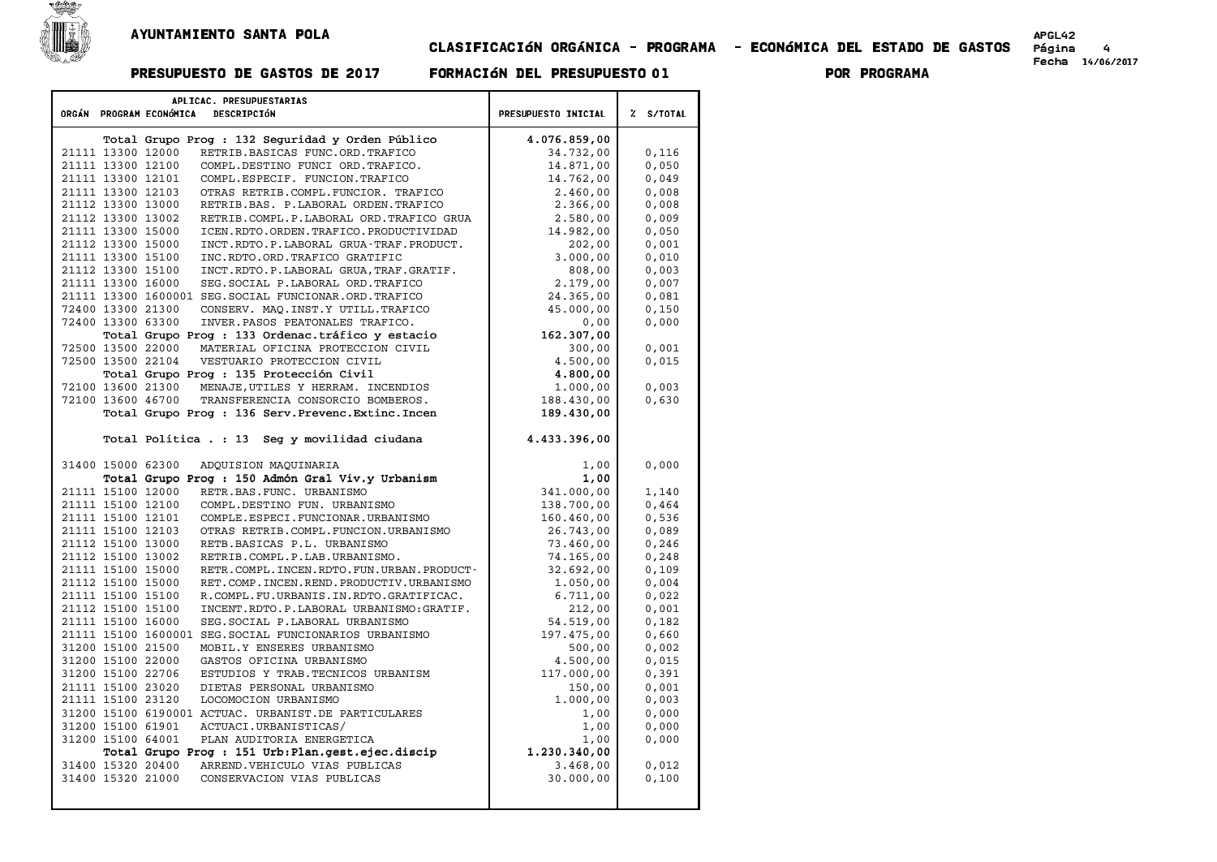# AYUNTAMIENTO SANTA POLA

## CLASIFICACIóN ORGÁNICA - PROGRAMA - ECONóMICA DEL ESTADO DE GASTOS

**PRESUPUESTO DE GASTOS DE 2017** **FORMACIóN DEL PRESUPUESTO 01** **POR PROGRAMA**

APGL42
Fecha 14/06/2017

| ORGÁN | PROGRAM | ECONÓMICA | DESCRIPCIÓN | PRESUPUESTO INICIAL | % S/TOTAL |
|---|---|---|---|---|---|
| | | | **Total Grupo Prog : 132 Seguridad y Orden Público** | **4.076.859,00** | |
| 21111 | 13300 | 12000 | RETRIB.BASICAS FUNC.ORD.TRAFICO | 34.732,00 | 0,116 |
| 21111 | 13300 | 12100 | COMPL.DESTINO FUNCI ORD.TRAFICO. | 14.871,00 | 0,050 |
| 21111 | 13300 | 12101 | COMPL.ESPECIF. FUNCION.TRAFICO | 14.762,00 | 0,049 |
| 21111 | 13300 | 12103 | OTRAS RETRIB.COMPL.FUNCIOR. TRAFICO | 2.460,00 | 0,008 |
| 21112 | 13300 | 13000 | RETRIB.BAS. P.LABORAL ORDEN.TRAFICO | 2.366,00 | 0,008 |
| 21112 | 13300 | 13002 | RETRIB.COMPL.P.LABORAL ORD.TRAFICO GRUA | 2.580,00 | 0,009 |
| 21111 | 13300 | 15000 | ICEN.RDTO.ORDEN.TRAFICO.PRODUCTIVIDAD | 14.982,00 | 0,050 |
| 21112 | 13300 | 15000 | INCT.RDTO.P.LABORAL GRUA-TRAF.PRODUCT. | 202,00 | 0,001 |
| 21111 | 13300 | 15100 | INC.RDTO.ORD.TRAFICO GRATIFIC | 3.000,00 | 0,010 |
| 21112 | 13300 | 15100 | INCT.RDTO.P.LABORAL GRUA,TRAF.GRATIF. | 808,00 | 0,003 |
| 21111 | 13300 | 16000 | SEG.SOCIAL P.LABORAL ORD.TRAFICO | 2.179,00 | 0,007 |
| 21111 | 13300 | 1600001 | SEG.SOCIAL FUNCIONAR.ORD.TRAFICO | 24.365,00 | 0,081 |
| 72400 | 13300 | 21300 | CONSERV. MAQ.INST.Y UTILL.TRAFICO | 45.000,00 | 0,150 |
| 72400 | 13300 | 63300 | INVER.PASOS PEATONALES TRAFICO. | 0,00 | 0,000 |
| | | | **Total Grupo Prog : 133 Ordenac.tráfico y estacio** | **162.307,00** | |
| 72500 | 13500 | 22000 | MATERIAL OFICINA PROTECCION CIVIL | 300,00 | 0,001 |
| 72500 | 13500 | 22104 | VESTUARIO PROTECCION CIVIL | 4.500,00 | 0,015 |
| | | | **Total Grupo Prog : 135 Protección Civil** | **4.800,00** | |
| 72100 | 13600 | 21300 | MENAJE,UTILES Y HERRAM. INCENDIOS | 1.000,00 | 0,003 |
| 72100 | 13600 | 46700 | TRANSFERENCIA CONSORCIO BOMBEROS. | 188.430,00 | 0,630 |
| | | | **Total Grupo Prog : 136 Serv.Prevenc.Extinc.Incen** | **189.430,00** | |
| | | | **Total Política . : 13 Seg y movilidad ciudana** | **4.433.396,00** | |
| 31400 | 15000 | 62300 | ADQUISION MAQUINARIA | 1,00 | 0,000 |
| | | | **Total Grupo Prog : 150 Admón Gral Viv.y Urbanism** | **1,00** | |
| 21111 | 15100 | 12000 | RETR.BAS.FUNC. URBANISMO | 341.000,00 | 1,140 |
| 21111 | 15100 | 12100 | COMPL.DESTINO FUN. URBANISMO | 138.700,00 | 0,464 |
| 21111 | 15100 | 12101 | COMPLE.ESPECI.FUNCIONAR.URBANISMO | 160.460,00 | 0,536 |
| 21111 | 15100 | 12103 | OTRAS RETRIB.COMPL.FUNCION.URBANISMO | 26.743,00 | 0,089 |
| 21112 | 15100 | 13000 | RETB.BASICAS P.L. URBANISMO | 73.460,00 | 0,246 |
| 21112 | 15100 | 13002 | RETRIB.COMPL.P.LAB.URBANISMO. | 74.165,00 | 0,248 |
| 21111 | 15100 | 15000 | RETR.COMPL.INCEN.RDTO.FUN.URBAN.PRODUCT- | 32.692,00 | 0,109 |
| 21112 | 15100 | 15000 | RET.COMP.INCEN.REND.PRODUCTIV.URBANISMO | 1.050,00 | 0,004 |
| 21111 | 15100 | 15100 | R.COMPL.FU.URBANIS.IN.RDTO.GRATIFICAC. | 6.711,00 | 0,022 |
| 21112 | 15100 | 15100 | INCENT.RDTO.P.LABORAL URBANISMO:GRATIF. | 212,00 | 0,001 |
| 21111 | 15100 | 16000 | SEG.SOCIAL P.LABORAL URBANISMO | 54.519,00 | 0,182 |
| 21111 | 15100 | 1600001 | SEG.SOCIAL FUNCIONARIOS URBANISMO | 197.475,00 | 0,660 |
| 31200 | 15100 | 21500 | MOBIL.Y ENSERES URBANISMO | 500,00 | 0,002 |
| 31200 | 15100 | 22000 | GASTOS OFICINA URBANISMO | 4.500,00 | 0,015 |
| 31200 | 15100 | 22706 | ESTUDIOS Y TRAB.TECNICOS URBANISM | 117.000,00 | 0,391 |
| 21111 | 15100 | 23020 | DIETAS PERSONAL URBANISMO | 150,00 | 0,001 |
| 21111 | 15100 | 23120 | LOCOMOCION URBANISMO | 1.000,00 | 0,003 |
| 31200 | 15100 | 6190001 | ACTUAC. URBANIST.DE PARTICULARES | 1,00 | 0,000 |
| 31200 | 15100 | 61901 | ACTUACI.URBANISTICAS/ | 1,00 | 0,000 |
| 31200 | 15100 | 64001 | PLAN AUDITORIA ENERGETICA | 1,00 | 0,000 |
| | | | **Total Grupo Prog : 151 Urb:Plan.gest.ejec.discip** | **1.230.340,00** | |
| 31400 | 15320 | 20400 | ARREND.VEHICULO VIAS PUBLICAS | 3.468,00 | 0,012 |
| 31400 | 15320 | 21000 | CONSERVACION VIAS PUBLICAS | 30.000,00 | 0,100 |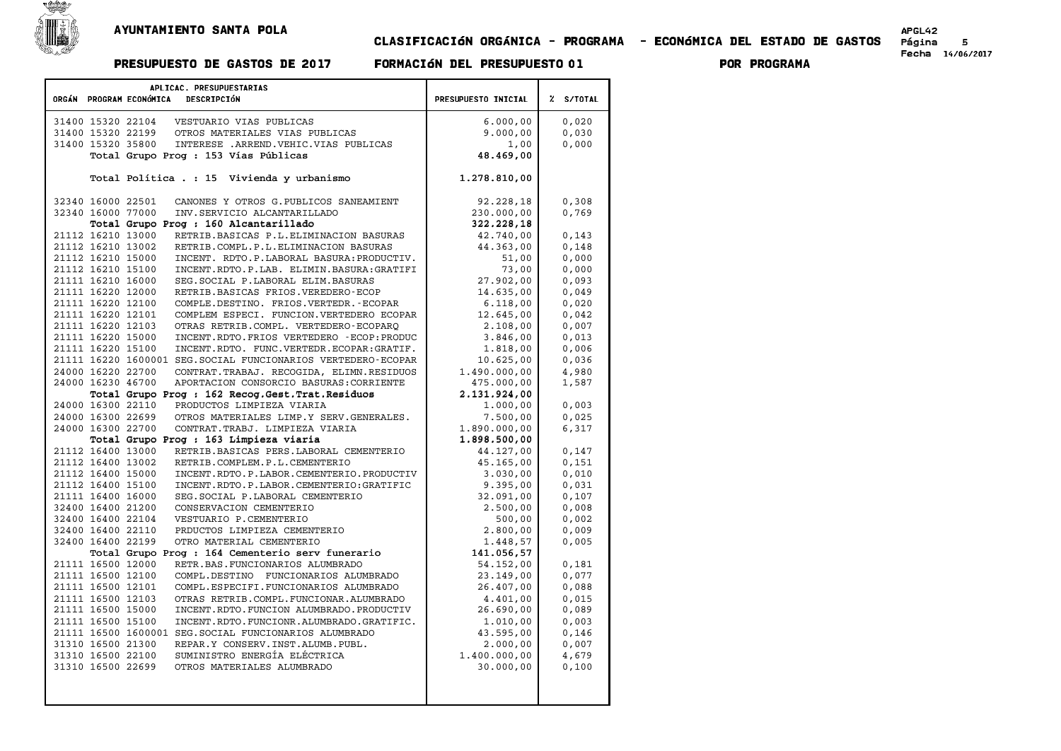AYUNTAMIENTO SANTA POLA

CLASIFICACIÓN ORGÁNICA - PROGRAMA - ECONÓMICA DEL ESTADO DE GASTOS

PRESUPUESTO DE GASTOS DE 2017 FORMACIÓN DEL PRESUPUESTO 01 POR PROGRAMA

| ORGÁN | PROGRAM | ECONÓMICA | DESCRIPCIÓN | PRESUPUESTO INICIAL | % S/TOTAL |
|---|---|---|---|---|---|
| 31400 | 15320 | 22104 | VESTUARIO VIAS PUBLICAS | 6.000,00 | 0,020 |
| 31400 | 15320 | 22199 | OTROS MATERIALES VIAS PUBLICAS | 9.000,00 | 0,030 |
| 31400 | 15320 | 35800 | INTERESE .ARREND.VEHIC.VIAS PUBLICAS | 1,00 | 0,000 |
| | | | **Total Grupo Prog : 153 Vías Públicas** | **48.469,00** | |
| | | | Total Política . : 15 Vivienda y urbanismo | 1.278.810,00 | |
| 32340 | 16000 | 22501 | CANONES Y OTROS G.PUBLICOS SANEAMIENT | 92.228,18 | 0,308 |
| 32340 | 16000 | 77000 | INV.SERVICIO ALCANTARILLADO | 230.000,00 | 0,769 |
| | | | **Total Grupo Prog : 160 Alcantarillado** | **322.228,18** | |
| 21112 | 16210 | 13000 | RETRIB.BASICAS P.L.ELIMINACION BASURAS | 42.740,00 | 0,143 |
| 21112 | 16210 | 13002 | RETRIB.COMPL.P.L.ELIMINACION BASURAS | 44.363,00 | 0,148 |
| 21112 | 16210 | 15000 | INCENT. RDTO.P.LABORAL BASURA:PRODUCTIV. | 51,00 | 0,000 |
| 21112 | 16210 | 15100 | INCENT.RDTO.P.LAB. ELIMIN.BASURA:GRATIFI | 73,00 | 0,000 |
| 21111 | 16210 | 16000 | SEG.SOCIAL P.LABORAL ELIM.BASURAS | 27.902,00 | 0,093 |
| 21111 | 16220 | 12000 | RETRIB.BASICAS FRIOS.VEREDERO-ECOP | 14.635,00 | 0,049 |
| 21111 | 16220 | 12100 | COMPLE.DESTINO. FRIOS.VERTEDR.-ECOPAR | 6.118,00 | 0,020 |
| 21111 | 16220 | 12101 | COMPLEM ESPECI. FUNCION.VERTEDERO ECOPAR | 12.645,00 | 0,042 |
| 21111 | 16220 | 12103 | OTRAS RETRIB.COMPL. VERTEDERO-ECOPARQ | 2.108,00 | 0,007 |
| 21111 | 16220 | 15000 | INCENT.RDTO.FRIOS VERTEDERO -ECOP:PRODUC | 3.846,00 | 0,013 |
| 21111 | 16220 | 15100 | INCENT.RDTO. FUNC.VERTEDR.ECOPAR:GRATIF. | 1.818,00 | 0,006 |
| 21111 | 16220 | 1600001 | SEG.SOCIAL FUNCIONARIOS VERTEDERO-ECOPAR | 10.625,00 | 0,036 |
| 24000 | 16220 | 22700 | CONTRAT.TRABAJ. RECOGIDA, ELIMN.RESIDUOS | 1.490.000,00 | 4,980 |
| 24000 | 16230 | 46700 | APORTACION CONSORCIO BASURAS:CORRIENTE | 475.000,00 | 1,587 |
| | | | **Total Grupo Prog : 162 Recog.Gest.Trat.Residuos** | **2.131.924,00** | |
| 24000 | 16300 | 22110 | PRODUCTOS LIMPIEZA VIARIA | 1.000,00 | 0,003 |
| 24000 | 16300 | 22699 | OTROS MATERIALES LIMP.Y SERV.GENERALES. | 7.500,00 | 0,025 |
| 24000 | 16300 | 22700 | CONTRAT.TRABJ. LIMPIEZA VIARIA | 1.890.000,00 | 6,317 |
| | | | **Total Grupo Prog : 163 Limpieza viaria** | **1.898.500,00** | |
| 21112 | 16400 | 13000 | RETRIB.BASICAS PERS.LABORAL CEMENTERIO | 44.127,00 | 0,147 |
| 21112 | 16400 | 13002 | RETRIB.COMPLEM.P.L.CEMENTERIO | 45.165,00 | 0,151 |
| 21112 | 16400 | 15000 | INCENT.RDTO.P.LABOR.CEMENTERIO.PRODUCTIV | 3.030,00 | 0,010 |
| 21112 | 16400 | 15100 | INCENT.RDTO.P.LABOR.CEMENTERIO:GRATIFIC | 9.395,00 | 0,031 |
| 21111 | 16400 | 16000 | SEG.SOCIAL P.LABORAL CEMENTERIO | 32.091,00 | 0,107 |
| 32400 | 16400 | 21200 | CONSERVACION CEMENTERIO | 2.500,00 | 0,008 |
| 32400 | 16400 | 22104 | VESTUARIO P.CEMENTERIO | 500,00 | 0,002 |
| 32400 | 16400 | 22110 | PRDUCTOS LIMPIEZA CEMENTERIO | 2.800,00 | 0,009 |
| 32400 | 16400 | 22199 | OTRO MATERIAL CEMENTERIO | 1.448,57 | 0,005 |
| | | | **Total Grupo Prog : 164 Cementerio serv funerario** | **141.056,57** | |
| 21111 | 16500 | 12000 | RETR.BAS.FUNCIONARIOS ALUMBRADO | 54.152,00 | 0,181 |
| 21111 | 16500 | 12100 | COMPL.DESTINO FUNCIONARIOS ALUMBRADO | 23.149,00 | 0,077 |
| 21111 | 16500 | 12101 | COMPL.ESPECIFI.FUNCIONARIOS ALUMBRADO | 26.407,00 | 0,088 |
| 21111 | 16500 | 12103 | OTRAS RETRIB.COMPL.FUNCIONAR.ALUMBRADO | 4.401,00 | 0,015 |
| 21111 | 16500 | 15000 | INCENT.RDTO.FUNCION ALUMBRADO.PRODUCTIV | 26.690,00 | 0,089 |
| 21111 | 16500 | 15100 | INCENT.RDTO.FUNCIONR.ALUMBRADO.GRATIFIC. | 1.010,00 | 0,003 |
| 21111 | 16500 | 1600001 | SEG.SOCIAL FUNCIONARIOS ALUMBRADO | 43.595,00 | 0,146 |
| 31310 | 16500 | 21300 | REPAR.Y CONSERV.INST.ALUMB.PUBL. | 2.000,00 | 0,007 |
| 31310 | 16500 | 22100 | SUMINISTRO ENERGÍA ELÉCTRICA | 1.400.000,00 | 4,679 |
| 31310 | 16500 | 22699 | OTROS MATERIALES ALUMBRADO | 30.000,00 | 0,100 |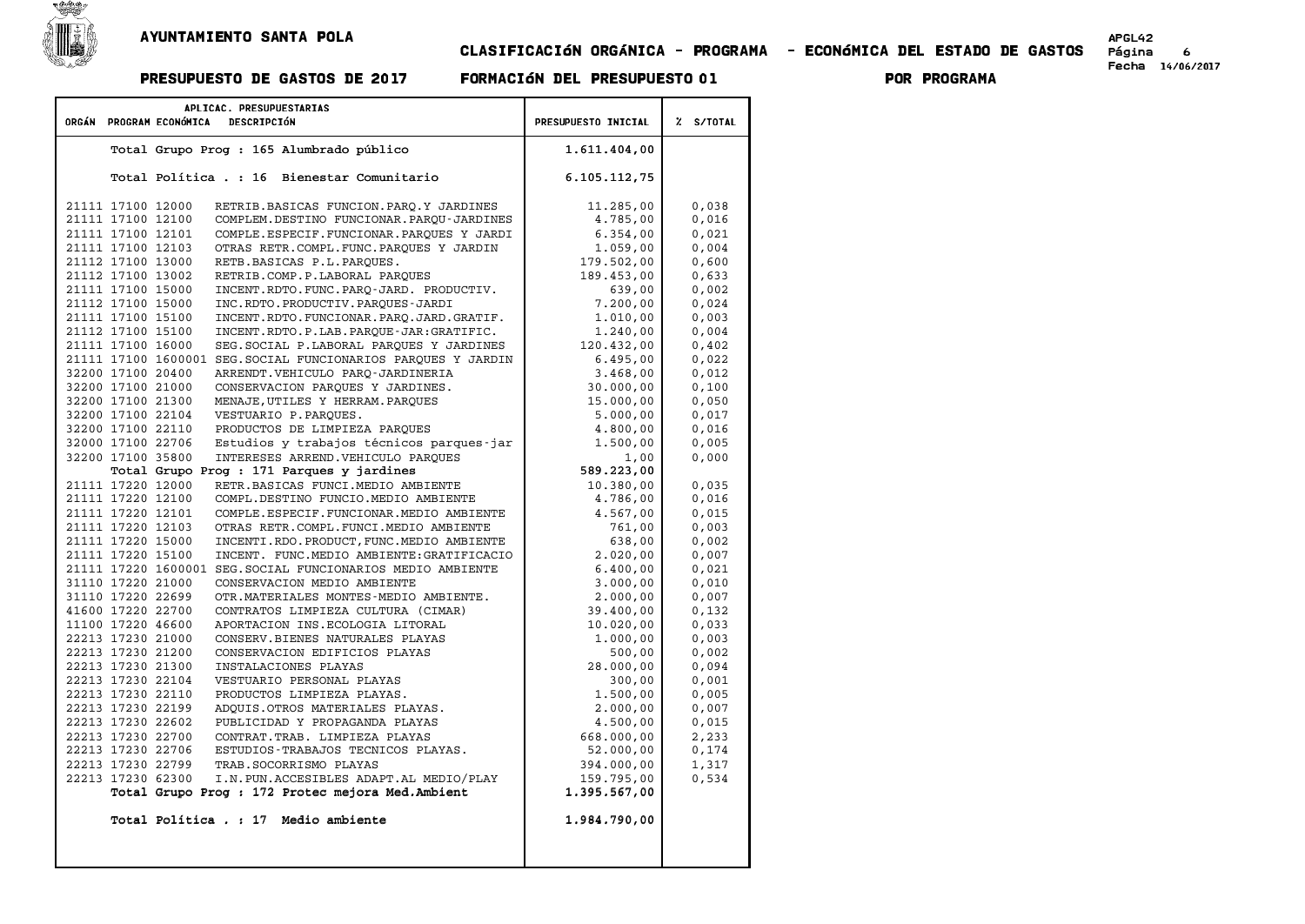# AYUNTAMIENTO SANTA POLA

## CLASIFICACIóN ORGÁNICA - PROGRAMA - ECONóMICA DEL ESTADO DE GASTOS

APGL42
Página 6
Fecha 14/06/2017

**PRESUPUESTO DE GASTOS DE 2017 FORMACIóN DEL PRESUPUESTO 01 POR PROGRAMA**

| ORGÁN | PROGRAM | ECONÓMICA | DESCRIPCIÓN | PRESUPUESTO INICIAL | % S/TOTAL |
|---|---|---|---|---|---|
| | | | Total Grupo Prog : 165 Alumbrado público | 1.611.404,00 | |
| | | | Total Política . : 16 Bienestar Comunitario | 6.105.112,75 | |
| 21111 | 17100 | 12000 | RETRIB.BASICAS FUNCION.PARQ.Y JARDINES | 11.285,00 | 0,038 |
| 21111 | 17100 | 12100 | COMPLEM.DESTINO FUNCIONAR.PARQU-JARDINES | 4.785,00 | 0,016 |
| 21111 | 17100 | 12101 | COMPLE.ESPECIF.FUNCIONAR.PARQUES Y JARDI | 6.354,00 | 0,021 |
| 21111 | 17100 | 12103 | OTRAS RETR.COMPL.FUNC.PARQUES Y JARDIN | 1.059,00 | 0,004 |
| 21112 | 17100 | 13000 | RETB.BASICAS P.L.PARQUES. | 179.502,00 | 0,600 |
| 21112 | 17100 | 13002 | RETRIB.COMP.P.LABORAL PARQUES | 189.453,00 | 0,633 |
| 21111 | 17100 | 15000 | INCENT.RDTO.FUNC.PARQ-JARD. PRODUCTIV. | 639,00 | 0,002 |
| 21112 | 17100 | 15000 | INC.RDTO.PRODUCTIV.PARQUES-JARDI | 7.200,00 | 0,024 |
| 21111 | 17100 | 15100 | INCENT.RDTO.FUNCIONAR.PARQ.JARD.GRATIF. | 1.010,00 | 0,003 |
| 21112 | 17100 | 15100 | INCENT.RDTO.P.LAB.PARQUE-JAR:GRATIFIC. | 1.240,00 | 0,004 |
| 21111 | 17100 | 16000 | SEG.SOCIAL P.LABORAL PARQUES Y JARDINES | 120.432,00 | 0,402 |
| 21111 | 17100 | 1600001 | SEG.SOCIAL FUNCIONARIOS PARQUES Y JARDIN | 6.495,00 | 0,022 |
| 32200 | 17100 | 20400 | ARRENDT.VEHICULO PARQ-JARDINERIA | 3.468,00 | 0,012 |
| 32200 | 17100 | 21000 | CONSERVACION PARQUES Y JARDINES. | 30.000,00 | 0,100 |
| 32200 | 17100 | 21300 | MENAJE,UTILES Y HERRAM.PARQUES | 15.000,00 | 0,050 |
| 32200 | 17100 | 22104 | VESTUARIO P.PARQUES. | 5.000,00 | 0,017 |
| 32200 | 17100 | 22110 | PRODUCTOS DE LIMPIEZA PARQUES | 4.800,00 | 0,016 |
| 32000 | 17100 | 22706 | Estudios y trabajos técnicos parques-jar | 1.500,00 | 0,005 |
| 32200 | 17100 | 35800 | INTERESES ARREND.VEHICULO PARQUES | 1,00 | 0,000 |
| | | | **Total Grupo Prog : 171 Parques y jardines** | **589.223,00** | |
| 21111 | 17220 | 12000 | RETR.BASICAS FUNCI.MEDIO AMBIENTE | 10.380,00 | 0,035 |
| 21111 | 17220 | 12100 | COMPL.DESTINO FUNCIO.MEDIO AMBIENTE | 4.786,00 | 0,016 |
| 21111 | 17220 | 12101 | COMPLE.ESPECIF.FUNCIONAR.MEDIO AMBIENTE | 4.567,00 | 0,015 |
| 21111 | 17220 | 12103 | OTRAS RETR.COMPL.FUNCI.MEDIO AMBIENTE | 761,00 | 0,003 |
| 21111 | 17220 | 15000 | INCENTI.RDO.PRODUCT,FUNC.MEDIO AMBIENTE | 638,00 | 0,002 |
| 21111 | 17220 | 15100 | INCENT. FUNC.MEDIO AMBIENTE:GRATIFICACIO | 2.020,00 | 0,007 |
| 21111 | 17220 | 1600001 | SEG.SOCIAL FUNCIONARIOS MEDIO AMBIENTE | 6.400,00 | 0,021 |
| 31110 | 17220 | 21000 | CONSERVACION MEDIO AMBIENTE | 3.000,00 | 0,010 |
| 31110 | 17220 | 22699 | OTR.MATERIALES MONTES-MEDIO AMBIENTE. | 2.000,00 | 0,007 |
| 41600 | 17220 | 22700 | CONTRATOS LIMPIEZA CULTURA (CIMAR) | 39.400,00 | 0,132 |
| 11100 | 17220 | 46600 | APORTACION INS.ECOLOGIA LITORAL | 10.020,00 | 0,033 |
| 22213 | 17230 | 21000 | CONSERV.BIENES NATURALES PLAYAS | 1.000,00 | 0,003 |
| 22213 | 17230 | 21200 | CONSERVACION EDIFICIOS PLAYAS | 500,00 | 0,002 |
| 22213 | 17230 | 21300 | INSTALACIONES PLAYAS | 28.000,00 | 0,094 |
| 22213 | 17230 | 22104 | VESTUARIO PERSONAL PLAYAS | 300,00 | 0,001 |
| 22213 | 17230 | 22110 | PRODUCTOS LIMPIEZA PLAYAS. | 1.500,00 | 0,005 |
| 22213 | 17230 | 22199 | ADQUIS.OTROS MATERIALES PLAYAS. | 2.000,00 | 0,007 |
| 22213 | 17230 | 22602 | PUBLICIDAD Y PROPAGANDA PLAYAS | 4.500,00 | 0,015 |
| 22213 | 17230 | 22700 | CONTRAT.TRAB. LIMPIEZA PLAYAS | 668.000,00 | 2,233 |
| 22213 | 17230 | 22706 | ESTUDIOS-TRABAJOS TECNICOS PLAYAS. | 52.000,00 | 0,174 |
| 22213 | 17230 | 22799 | TRAB.SOCORRISMO PLAYAS | 394.000,00 | 1,317 |
| 22213 | 17230 | 62300 | I.N.PUN.ACCESIBLES ADAPT.AL MEDIO/PLAY | 159.795,00 | 0,534 |
| | | | **Total Grupo Prog : 172 Protec mejora Med.Ambient** | **1.395.567,00** | |
| | | | **Total Política . : 17 Medio ambiente** | **1.984.790,00** | |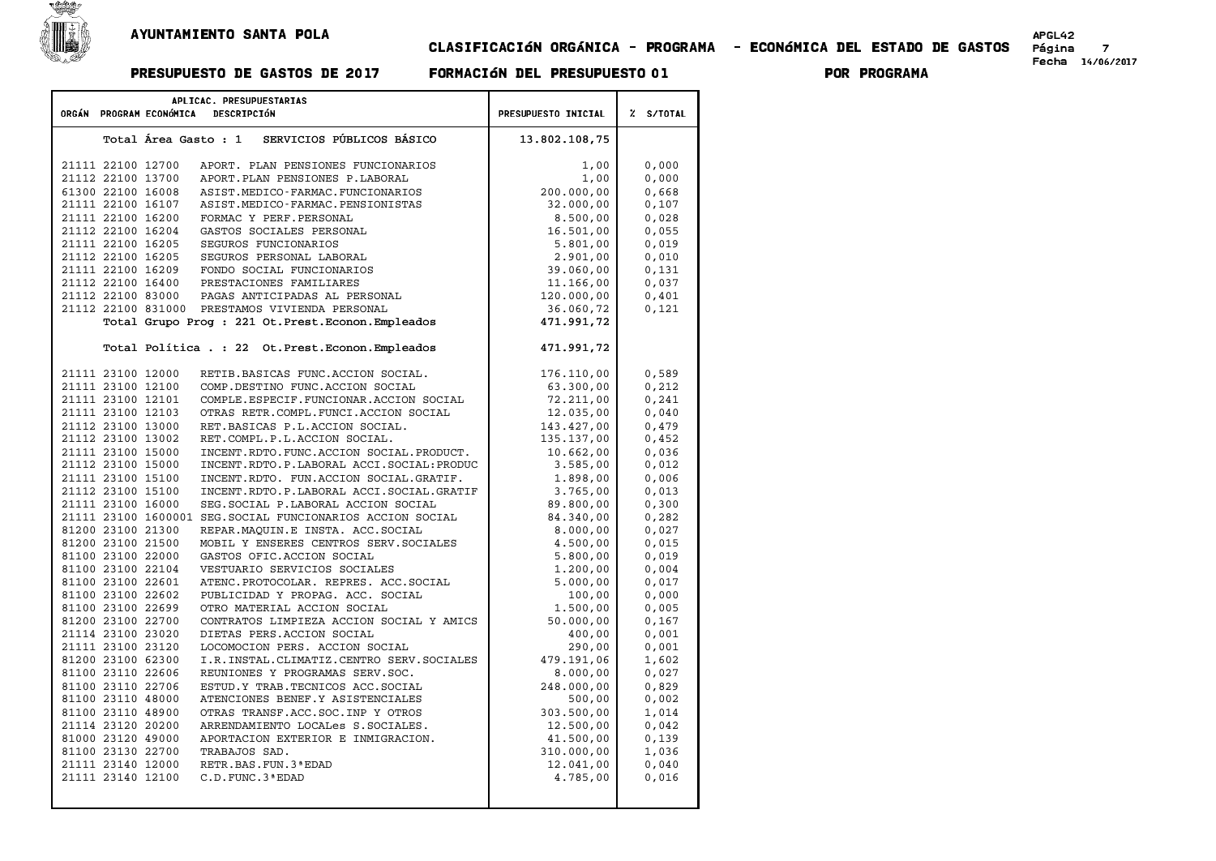**AYUNTAMIENTO SANTA POLA**

**CLASIFICACIóN ORGÁNICA - PROGRAMA - ECONóMICA DEL ESTADO DE GASTOS**

APGL42
Fecha 14/06/2017

**PRESUPUESTO DE GASTOS DE 2017 FORMACIóN DEL PRESUPUESTO 01 POR PROGRAMA**

| ORGÁN | PROGRAM | ECONÓMICA | DESCRIPCIÓN | PRESUPUESTO INICIAL | % S/TOTAL |
|---|---|---|---|---|---|
| | | | Total Área Gasto : 1 SERVICIOS PÚBLICOS BÁSICO | 13.802.108,75 | |
| 21111 | 22100 | 12700 | APORT. PLAN PENSIONES FUNCIONARIOS | 1,00 | 0,000 |
| 21112 | 22100 | 13700 | APORT.PLAN PENSIONES P.LABORAL | 1,00 | 0,000 |
| 61300 | 22100 | 16008 | ASIST.MEDICO-FARMAC.FUNCIONARIOS | 200.000,00 | 0,668 |
| 21111 | 22100 | 16107 | ASIST.MEDICO-FARMAC.PENSIONISTAS | 32.000,00 | 0,107 |
| 21111 | 22100 | 16200 | FORMAC Y PERF.PERSONAL | 8.500,00 | 0,028 |
| 21112 | 22100 | 16204 | GASTOS SOCIALES PERSONAL | 16.501,00 | 0,055 |
| 21111 | 22100 | 16205 | SEGUROS FUNCIONARIOS | 5.801,00 | 0,019 |
| 21112 | 22100 | 16205 | SEGUROS PERSONAL LABORAL | 2.901,00 | 0,010 |
| 21111 | 22100 | 16209 | FONDO SOCIAL FUNCIONARIOS | 39.060,00 | 0,131 |
| 21112 | 22100 | 16400 | PRESTACIONES FAMILIARES | 11.166,00 | 0,037 |
| 21112 | 22100 | 83000 | PAGAS ANTICIPADAS AL PERSONAL | 120.000,00 | 0,401 |
| 21112 | 22100 | 831000 | PRESTAMOS VIVIENDA PERSONAL | 36.060,72 | 0,121 |
| | | | **Total Grupo Prog : 221 Ot.Prest.Econon.Empleados** | **471.991,72** | |
| | | | **Total Política . : 22 Ot.Prest.Econon.Empleados** | **471.991,72** | |
| 21111 | 23100 | 12000 | RETIB.BASICAS FUNC.ACCION SOCIAL. | 176.110,00 | 0,589 |
| 21111 | 23100 | 12100 | COMP.DESTINO FUNC.ACCION SOCIAL | 63.300,00 | 0,212 |
| 21111 | 23100 | 12101 | COMPLE.ESPECIF.FUNCIONAR.ACCION SOCIAL | 72.211,00 | 0,241 |
| 21111 | 23100 | 12103 | OTRAS RETR.COMPL.FUNCI.ACCION SOCIAL | 12.035,00 | 0,040 |
| 21112 | 23100 | 13000 | RET.BASICAS P.L.ACCION SOCIAL. | 143.427,00 | 0,479 |
| 21112 | 23100 | 13002 | RET.COMPL.P.L.ACCION SOCIAL. | 135.137,00 | 0,452 |
| 21111 | 23100 | 15000 | INCENT.RDTO.FUNC.ACCION SOCIAL.PRODUCT. | 10.662,00 | 0,036 |
| 21112 | 23100 | 15000 | INCENT.RDTO.P.LABORAL ACCI.SOCIAL:PRODUC | 3.585,00 | 0,012 |
| 21111 | 23100 | 15100 | INCENT.RDTO. FUN.ACCION SOCIAL.GRATIF. | 1.898,00 | 0,006 |
| 21112 | 23100 | 15100 | INCENT.RDTO.P.LABORAL ACCI.SOCIAL.GRATIF | 3.765,00 | 0,013 |
| 21111 | 23100 | 16000 | SEG.SOCIAL P.LABORAL ACCION SOCIAL | 89.800,00 | 0,300 |
| 21111 | 23100 | 1600001 | SEG.SOCIAL FUNCIONARIOS ACCION SOCIAL | 84.340,00 | 0,282 |
| 81200 | 23100 | 21300 | REPAR.MAQUIN.E INSTA. ACC.SOCIAL | 8.000,00 | 0,027 |
| 81200 | 23100 | 21500 | MOBIL Y ENSERES CENTROS SERV.SOCIALES | 4.500,00 | 0,015 |
| 81100 | 23100 | 22000 | GASTOS OFIC.ACCION SOCIAL | 5.800,00 | 0,019 |
| 81100 | 23100 | 22104 | VESTUARIO SERVICIOS SOCIALES | 1.200,00 | 0,004 |
| 81100 | 23100 | 22601 | ATENC.PROTOCOLAR. REPRES. ACC.SOCIAL | 5.000,00 | 0,017 |
| 81100 | 23100 | 22602 | PUBLICIDAD Y PROPAG. ACC. SOCIAL | 100,00 | 0,000 |
| 81100 | 23100 | 22699 | OTRO MATERIAL ACCION SOCIAL | 1.500,00 | 0,005 |
| 81200 | 23100 | 22700 | CONTRATOS LIMPIEZA ACCION SOCIAL Y AMICS | 50.000,00 | 0,167 |
| 21114 | 23100 | 23020 | DIETAS PERS.ACCION SOCIAL | 400,00 | 0,001 |
| 21111 | 23100 | 23120 | LOCOMOCION PERS. ACCION SOCIAL | 290,00 | 0,001 |
| 81200 | 23100 | 62300 | I.R.INSTAL.CLIMATIZ.CENTRO SERV.SOCIALES | 479.191,06 | 1,602 |
| 81100 | 23110 | 22606 | REUNIONES Y PROGRAMAS SERV.SOC. | 8.000,00 | 0,027 |
| 81100 | 23110 | 22706 | ESTUD.Y TRAB.TECNICOS ACC.SOCIAL | 248.000,00 | 0,829 |
| 81100 | 23110 | 48000 | ATENCIONES BENEF.Y ASISTENCIALES | 500,00 | 0,002 |
| 81100 | 23110 | 48900 | OTRAS TRANSF.ACC.SOC.INP Y OTROS | 303.500,00 | 1,014 |
| 21114 | 23120 | 20200 | ARRENDAMIENTO LOCALes S.SOCIALES. | 12.500,00 | 0,042 |
| 81000 | 23120 | 49000 | APORTACION EXTERIOR E INMIGRACION. | 41.500,00 | 0,139 |
| 81100 | 23130 | 22700 | TRABAJOS SAD. | 310.000,00 | 1,036 |
| 21111 | 23140 | 12000 | RETR.BAS.FUN.3ªEDAD | 12.041,00 | 0,040 |
| 21111 | 23140 | 12100 | C.D.FUNC.3ªEDAD | 4.785,00 | 0,016 |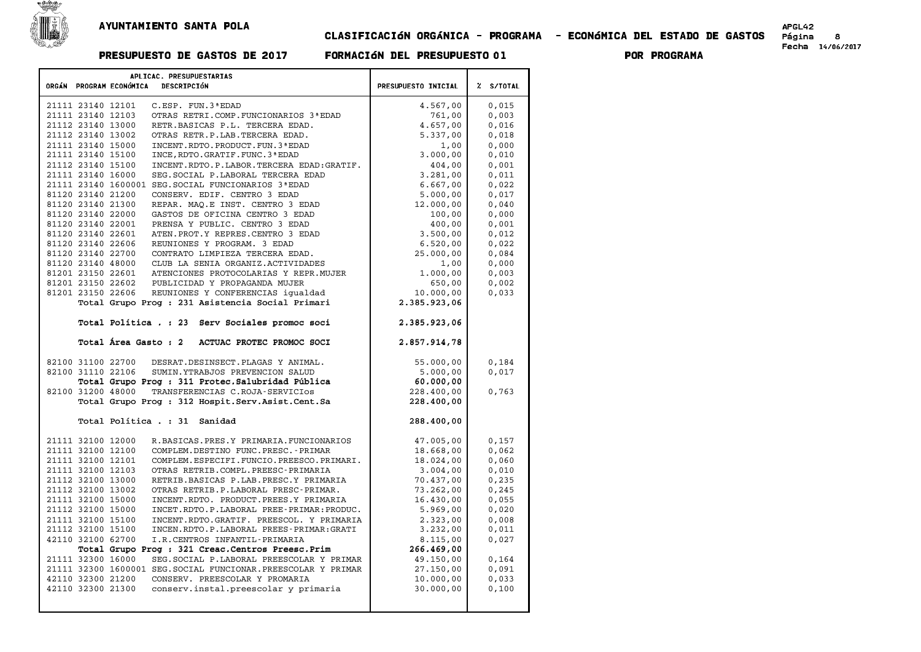# AYUNTAMIENTO SANTA POLA

## CLASIFICACIóN ORGÁNICA - PROGRAMA - ECONóMICA DEL ESTADO DE GASTOS

APGL42
Página 8
Fecha 14/06/2017

**PRESUPUESTO DE GASTOS DE 2017 FORMACIóN DEL PRESUPUESTO 01 POR PROGRAMA**

| ORGÁN | PROGRAM | ECONÓMICA | DESCRIPCIÓN | PRESUPUESTO INICIAL | % S/TOTAL |
|---|---|---|---|---|---|
| 21111 | 23140 | 12101 | C.ESP. FUN.3ªEDAD | 4.567,00 | 0,015 |
| 21111 | 23140 | 12103 | OTRAS RETRI.COMP.FUNCIONARIOS 3ªEDAD | 761,00 | 0,003 |
| 21112 | 23140 | 13000 | RETR.BASICAS P.L. TERCERA EDAD. | 4.657,00 | 0,016 |
| 21112 | 23140 | 13002 | OTRAS RETR.P.LAB.TERCERA EDAD. | 5.337,00 | 0,018 |
| 21111 | 23140 | 15000 | INCENT.RDTO.PRODUCT.FUN.3ªEDAD | 1,00 | 0,000 |
| 21111 | 23140 | 15100 | INCE,RDTO.GRATIF.FUNC.3ªEDAD | 3.000,00 | 0,010 |
| 21112 | 23140 | 15100 | INCENT.RDTO.P.LABOR.TERCERA EDAD:GRATIF. | 404,00 | 0,001 |
| 21111 | 23140 | 16000 | SEG.SOCIAL P.LABORAL TERCERA EDAD | 3.281,00 | 0,011 |
| 21111 | 23140 | 1600001 | SEG.SOCIAL FUNCIONARIOS 3ªEDAD | 6.667,00 | 0,022 |
| 81120 | 23140 | 21200 | CONSERV. EDIF. CENTRO 3 EDAD | 5.000,00 | 0,017 |
| 81120 | 23140 | 21300 | REPAR. MAQ.E INST. CENTRO 3 EDAD | 12.000,00 | 0,040 |
| 81120 | 23140 | 22000 | GASTOS DE OFICINA CENTRO 3 EDAD | 100,00 | 0,000 |
| 81120 | 23140 | 22001 | PRENSA Y PUBLIC. CENTRO 3 EDAD | 400,00 | 0,001 |
| 81120 | 23140 | 22601 | ATEN.PROT.Y REPRES.CENTRO 3 EDAD | 3.500,00 | 0,012 |
| 81120 | 23140 | 22606 | REUNIONES Y PROGRAM. 3 EDAD | 6.520,00 | 0,022 |
| 81120 | 23140 | 22700 | CONTRATO LIMPIEZA TERCERA EDAD. | 25.000,00 | 0,084 |
| 81120 | 23140 | 48000 | CLUB LA SENIA ORGANIZ.ACTIVIDADES | 1,00 | 0,000 |
| 81201 | 23150 | 22601 | ATENCIONES PROTOCOLARIAS Y REPR.MUJER | 1.000,00 | 0,003 |
| 81201 | 23150 | 22602 | PUBLICIDAD Y PROPAGANDA MUJER | 650,00 | 0,002 |
| 81201 | 23150 | 22606 | REUNIONES Y CONFERENCIAS igualdad | 10.000,00 | 0,033 |
| | | | **Total Grupo Prog : 231 Asistencia Social Primari** | **2.385.923,06** | |
| | | | **Total Política . : 23 Serv Sociales promoc soci** | **2.385.923,06** | |
| | | | **Total Área Gasto : 2 ACTUAC PROTEC PROMOC SOCI** | **2.857.914,78** | |
| 82100 | 31100 | 22700 | DESRAT.DESINSECT.PLAGAS Y ANIMAL. | 55.000,00 | 0,184 |
| 82100 | 31110 | 22106 | SUMIN.YTRABJOS PREVENCION SALUD | 5.000,00 | 0,017 |
| | | | **Total Grupo Prog : 311 Protec.Salubridad Pública** | **60.000,00** | |
| 82100 | 31200 | 48000 | TRANSFERENCIAS C.ROJA-SERVICIOs | 228.400,00 | 0,763 |
| | | | **Total Grupo Prog : 312 Hospit.Serv.Asist.Cent.Sa** | **228.400,00** | |
| | | | **Total Política . : 31 Sanidad** | **288.400,00** | |
| 21111 | 32100 | 12000 | R.BASICAS.PRES.Y PRIMARIA.FUNCIONARIOS | 47.005,00 | 0,157 |
| 21111 | 32100 | 12100 | COMPLEM.DESTINO FUNC.PRESC.-PRIMAR | 18.668,00 | 0,062 |
| 21111 | 32100 | 12101 | COMPLEM.ESPECIFI.FUNCIO.PREESCO.PRIMARI. | 18.024,00 | 0,060 |
| 21111 | 32100 | 12103 | OTRAS RETRIB.COMPL.PREESC-PRIMARIA | 3.004,00 | 0,010 |
| 21112 | 32100 | 13000 | RETRIB.BASICAS P.LAB.PRESC.Y PRIMARIA | 70.437,00 | 0,235 |
| 21112 | 32100 | 13002 | OTRAS RETRIB.P.LABORAL PRESC-PRIMAR. | 73.262,00 | 0,245 |
| 21111 | 32100 | 15000 | INCENT.RDTO. PRODUCT.PREES.Y PRIMARIA | 16.430,00 | 0,055 |
| 21112 | 32100 | 15000 | INCET.RDTO.P.LABORAL PREE-PRIMAR:PRODUC. | 5.969,00 | 0,020 |
| 21111 | 32100 | 15100 | INCENT.RDTO.GRATIF. PREESCOL. Y PRIMARIA | 2.323,00 | 0,008 |
| 21112 | 32100 | 15100 | INCEN.RDTO.P.LABORAL PREES-PRIMAR:GRATI | 3.232,00 | 0,011 |
| 42110 | 32100 | 62700 | I.R.CENTROS INFANTIL-PRIMARIA | 8.115,00 | 0,027 |
| | | | **Total Grupo Prog : 321 Creac.Centros Preesc.Prim** | **266.469,00** | |
| 21111 | 32300 | 16000 | SEG.SOCIAL P.LABORAL PREESCOLAR Y PRIMAR | 49.150,00 | 0,164 |
| 21111 | 32300 | 1600001 | SEG.SOCIAL FUNCIONAR.PREESCOLAR Y PRIMAR | 27.150,00 | 0,091 |
| 42110 | 32300 | 21200 | CONSERV. PREESCOLAR Y PROMARIA | 10.000,00 | 0,033 |
| 42110 | 32300 | 21300 | conserv.instal.preescolar y primaria | 30.000,00 | 0,100 |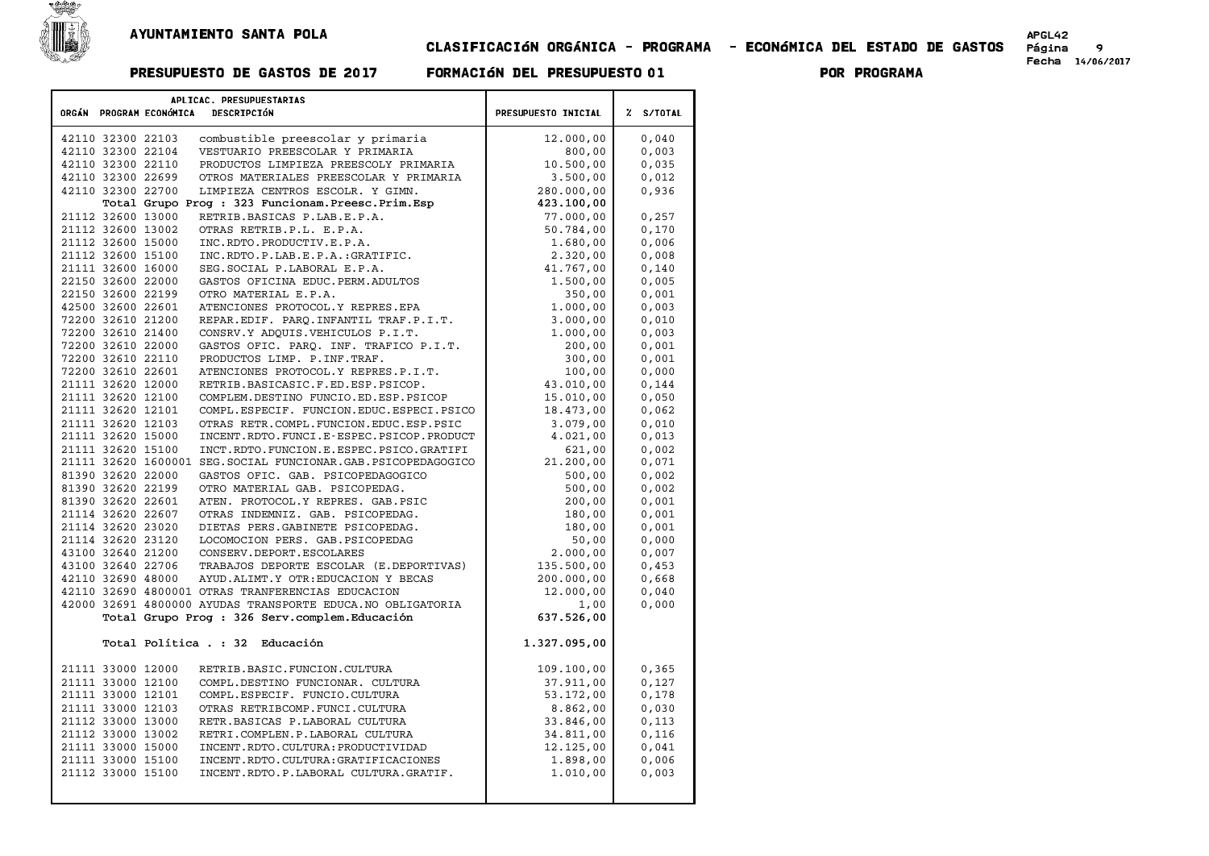AYUNTAMIENTO SANTA POLA

## CLASIFICACIÓN ORGÁNICA - PROGRAMA - ECONÓMICA DEL ESTADO DE GASTOS

APGL42
Fecha 14/06/2017

**PRESUPUESTO DE GASTOS DE 2017 FORMACIÓN DEL PRESUPUESTO 01 POR PROGRAMA**

| APLICAC. PRESUPUESTARIAS ORGÁN PROGRAM ECONÓMICA DESCRIPCIÓN | PRESUPUESTO INICIAL | % S/TOTAL |
|---|---|---|
| 42110 32300 22103 combustible preescolar y primaria | 12.000,00 | 0,040 |
| 42110 32300 22104 VESTUARIO PREESCOLAR Y PRIMARIA | 800,00 | 0,003 |
| 42110 32300 22110 PRODUCTOS LIMPIEZA PREESCOLY PRIMARIA | 10.500,00 | 0,035 |
| 42110 32300 22699 OTROS MATERIALES PREESCOLAR Y PRIMARIA | 3.500,00 | 0,012 |
| 42110 32300 22700 LIMPIEZA CENTROS ESCOLR. Y GIMN. | 280.000,00 | 0,936 |
| **Total Grupo Prog : 323 Funcionam.Preesc.Prim.Esp** | **423.100,00** | |
| 21112 32600 13000 RETRIB.BASICAS P.LAB.E.P.A. | 77.000,00 | 0,257 |
| 21112 32600 13002 OTRAS RETRIB.P.L. E.P.A. | 50.784,00 | 0,170 |
| 21112 32600 15000 INC.RDTO.PRODUCTIV.E.P.A. | 1.680,00 | 0,006 |
| 21112 32600 15100 INC.RDTO.P.LAB.E.P.A.:GRATIFIC. | 2.320,00 | 0,008 |
| 21111 32600 16000 SEG.SOCIAL P.LABORAL E.P.A. | 41.767,00 | 0,140 |
| 22150 32600 22000 GASTOS OFICINA EDUC.PERM.ADULTOS | 1.500,00 | 0,005 |
| 22150 32600 22199 OTRO MATERIAL E.P.A. | 350,00 | 0,001 |
| 42500 32600 22601 ATENCIONES PROTOCOL.Y REPRES.EPA | 1.000,00 | 0,003 |
| 72200 32610 21200 REPAR.EDIF. PARQ.INFANTIL TRAF.P.I.T. | 3.000,00 | 0,010 |
| 72200 32610 21400 CONSRV.Y ADQUIS.VEHICULOS P.I.T. | 1.000,00 | 0,003 |
| 72200 32610 22000 GASTOS OFIC. PARQ. INF. TRAFICO P.I.T. | 200,00 | 0,001 |
| 72200 32610 22110 PRODUCTOS LIMP. P.INF.TRAF. | 300,00 | 0,001 |
| 72200 32610 22601 ATENCIONES PROTOCOL.Y REPRES.P.I.T. | 100,00 | 0,000 |
| 21111 32620 12000 RETRIB.BASICASIC.F.ED.ESP.PSICOP. | 43.010,00 | 0,144 |
| 21111 32620 12100 COMPLEM.DESTINO FUNCIO.ED.ESP.PSICOP | 15.010,00 | 0,050 |
| 21111 32620 12101 COMPL.ESPECIF. FUNCION.EDUC.ESPECI.PSICO | 18.473,00 | 0,062 |
| 21111 32620 12103 OTRAS RETR.COMPL.FUNCION.EDUC.ESP.PSIC | 3.079,00 | 0,010 |
| 21111 32620 15000 INCENT.RDTO.FUNCI.E-ESPEC.PSICOP.PRODUCT | 4.021,00 | 0,013 |
| 21111 32620 15100 INCT.RDTO.FUNCION.E.ESPEC.PSICO.GRATIFI | 621,00 | 0,002 |
| 21111 32620 1600001 SEG.SOCIAL FUNCIONAR.GAB.PSICOPEDAGOGICO | 21.200,00 | 0,071 |
| 81390 32620 22000 GASTOS OFIC. GAB. PSICOPEDAGOGICO | 500,00 | 0,002 |
| 81390 32620 22199 OTRO MATERIAL GAB. PSICOPEDAG. | 500,00 | 0,002 |
| 81390 32620 22601 ATEN. PROTOCOL.Y REPRES. GAB.PSIC | 200,00 | 0,001 |
| 21114 32620 22607 OTRAS INDEMNIZ. GAB. PSICOPEDAG. | 180,00 | 0,001 |
| 21114 32620 23020 DIETAS PERS.GABINETE PSICOPEDAG. | 180,00 | 0,001 |
| 21114 32620 23120 LOCOMOCION PERS. GAB.PSICOPEDAG | 50,00 | 0,000 |
| 43100 32640 21200 CONSERV.DEPORT.ESCOLARES | 2.000,00 | 0,007 |
| 43100 32640 22706 TRABAJOS DEPORTE ESCOLAR (E.DEPORTIVAS) | 135.500,00 | 0,453 |
| 42110 32690 48000 AYUD.ALIMT.Y OTR:EDUCACION Y BECAS | 200.000,00 | 0,668 |
| 42110 32690 4800001 OTRAS TRANFERENCIAS EDUCACION | 12.000,00 | 0,040 |
| 42000 32691 4800000 AYUDAS TRANSPORTE EDUCA.NO OBLIGATORIA | 1,00 | 0,000 |
| **Total Grupo Prog : 326 Serv.complem.Educación** | **637.526,00** | |
| **Total Política . : 32 Educación** | **1.327.095,00** | |
| 21111 33000 12000 RETRIB.BASIC.FUNCION.CULTURA | 109.100,00 | 0,365 |
| 21111 33000 12100 COMPL.DESTINO FUNCIONAR. CULTURA | 37.911,00 | 0,127 |
| 21111 33000 12101 COMPL.ESPECIF. FUNCIO.CULTURA | 53.172,00 | 0,178 |
| 21111 33000 12103 OTRAS RETRIBCOMP.FUNCI.CULTURA | 8.862,00 | 0,030 |
| 21112 33000 13000 RETR.BASICAS P.LABORAL CULTURA | 33.846,00 | 0,113 |
| 21112 33000 13002 RETRI.COMPLEN.P.LABORAL CULTURA | 34.811,00 | 0,116 |
| 21111 33000 15000 INCENT.RDTO.CULTURA:PRODUCTIVIDAD | 12.125,00 | 0,041 |
| 21111 33000 15100 INCENT.RDTO.CULTURA:GRATIFICACIONES | 1.898,00 | 0,006 |
| 21112 33000 15100 INCENT.RDTO.P.LABORAL CULTURA.GRATIF. | 1.010,00 | 0,003 |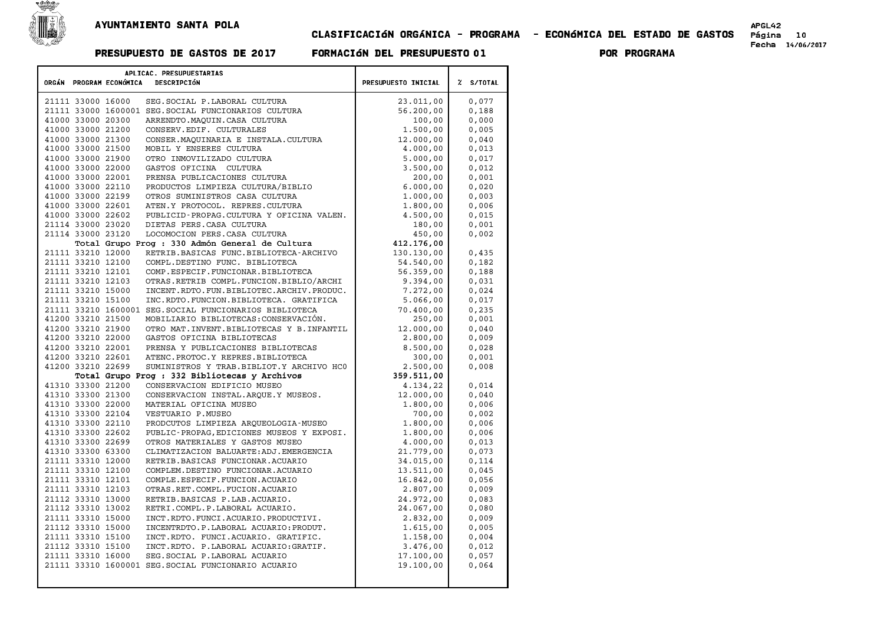AYUNTAMIENTO SANTA POLA

## CLASIFICACIÓN ORGÁNICA - PROGRAMA - ECONÓMICA DEL ESTADO DE GASTOS

**PRESUPUESTO DE GASTOS DE 2017 — FORMACIÓN DEL PRESUPUESTO 01 — POR PROGRAMA**

| ORGÁN | PROGRAM | ECONÓMICA | DESCRIPCIÓN | PRESUPUESTO INICIAL | % S/TOTAL |
|---|---|---|---|---|---|
| 21111 | 33000 | 16000 | SEG.SOCIAL P.LABORAL CULTURA | 23.011,00 | 0,077 |
| 21111 | 33000 | 1600001 | SEG.SOCIAL FUNCIONARIOS CULTURA | 56.200,00 | 0,188 |
| 41000 | 33000 | 20300 | ARRENDTO.MAQUIN.CASA CULTURA | 100,00 | 0,000 |
| 41000 | 33000 | 21200 | CONSERV.EDIF. CULTURALES | 1.500,00 | 0,005 |
| 41000 | 33000 | 21300 | CONSER.MAQUINARIA E INSTALA.CULTURA | 12.000,00 | 0,040 |
| 41000 | 33000 | 21500 | MOBIL Y ENSERES CULTURA | 4.000,00 | 0,013 |
| 41000 | 33000 | 21900 | OTRO INMOVILIZADO CULTURA | 5.000,00 | 0,017 |
| 41000 | 33000 | 22000 | GASTOS OFICINA CULTURA | 3.500,00 | 0,012 |
| 41000 | 33000 | 22001 | PRENSA PUBLICACIONES CULTURA | 200,00 | 0,001 |
| 41000 | 33000 | 22110 | PRODUCTOS LIMPIEZA CULTURA/BIBLIO | 6.000,00 | 0,020 |
| 41000 | 33000 | 22199 | OTROS SUMINISTROS CASA CULTURA | 1.000,00 | 0,003 |
| 41000 | 33000 | 22601 | ATEN.Y PROTOCOL. REPRES.CULTURA | 1.800,00 | 0,006 |
| 41000 | 33000 | 22602 | PUBLICID-PROPAG.CULTURA Y OFICINA VALEN. | 4.500,00 | 0,015 |
| 21114 | 33000 | 23020 | DIETAS PERS.CASA CULTURA | 180,00 | 0,001 |
| 21114 | 33000 | 23120 | LOCOMOCION PERS.CASA CULTURA | 450,00 | 0,002 |
| | | | **Total Grupo Prog : 330 Admón General de Cultura** | **412.176,00** | |
| 21111 | 33210 | 12000 | RETRIB.BASICAS FUNC.BIBLIOTECA-ARCHIVO | 130.130,00 | 0,435 |
| 21111 | 33210 | 12100 | COMPL.DESTINO FUNC. BIBLIOTECA | 54.540,00 | 0,182 |
| 21111 | 33210 | 12101 | COMP.ESPECIF.FUNCIONAR.BIBLIOTECA | 56.359,00 | 0,188 |
| 21111 | 33210 | 12103 | OTRAS.RETRIB COMPL.FUNCION.BIBLIO/ARCHI | 9.394,00 | 0,031 |
| 21111 | 33210 | 15000 | INCENT.RDTO.FUN.BIBLIOTEC.ARCHIV.PRODUC. | 7.272,00 | 0,024 |
| 21111 | 33210 | 15100 | INC.RDTO.FUNCION.BIBLIOTECA. GRATIFICA | 5.066,00 | 0,017 |
| 21111 | 33210 | 1600001 | SEG.SOCIAL FUNCIONARIOS BIBLIOTECA | 70.400,00 | 0,235 |
| 41200 | 33210 | 21500 | MOBILIARIO BIBLIOTECAS:CONSERVACIÓN. | 250,00 | 0,001 |
| 41200 | 33210 | 21900 | OTRO MAT.INVENT.BIBLIOTECAS Y B.INFANTIL | 12.000,00 | 0,040 |
| 41200 | 33210 | 22000 | GASTOS OFICINA BIBLIOTECAS | 2.800,00 | 0,009 |
| 41200 | 33210 | 22001 | PRENSA Y PUBLICACIONES BIBLIOTECAS | 8.500,00 | 0,028 |
| 41200 | 33210 | 22601 | ATENC.PROTOC.Y REPRES.BIBLIOTECA | 300,00 | 0,001 |
| 41200 | 33210 | 22699 | SUMINISTROS Y TRAB.BIBLIOT.Y ARCHIVO HC0 | 2.500,00 | 0,008 |
| | | | **Total Grupo Prog : 332 Bibliotecas y Archivos** | **359.511,00** | |
| 41310 | 33300 | 21200 | CONSERVACION EDIFICIO MUSEO | 4.134,22 | 0,014 |
| 41310 | 33300 | 21300 | CONSERVACION INSTAL.ARQUE.Y MUSEOS. | 12.000,00 | 0,040 |
| 41310 | 33300 | 22000 | MATERIAL OFICINA MUSEO | 1.800,00 | 0,006 |
| 41310 | 33300 | 22104 | VESTUARIO P.MUSEO | 700,00 | 0,002 |
| 41310 | 33300 | 22110 | PRODCUTOS LIMPIEZA ARQUEOLOGIA-MUSEO | 1.800,00 | 0,006 |
| 41310 | 33300 | 22602 | PUBLIC-PROPAG,EDICIONES MUSEOS Y EXPOSI. | 1.800,00 | 0,006 |
| 41310 | 33300 | 22699 | OTROS MATERIALES Y GASTOS MUSEO | 4.000,00 | 0,013 |
| 41310 | 33300 | 63300 | CLIMATIZACION BALUARTE:ADJ.EMERGENCIA | 21.779,00 | 0,073 |
| 21111 | 33310 | 12000 | RETRIB.BASICAS FUNCIONAR.ACUARIO | 34.015,00 | 0,114 |
| 21111 | 33310 | 12100 | COMPLEM.DESTINO FUNCIONAR.ACUARIO | 13.511,00 | 0,045 |
| 21111 | 33310 | 12101 | COMPLE.ESPECIF.FUNCION.ACUARIO | 16.842,00 | 0,056 |
| 21111 | 33310 | 12103 | OTRAS.RET.COMPL.FUCION.ACUARIO | 2.807,00 | 0,009 |
| 21112 | 33310 | 13000 | RETRIB.BASICAS P.LAB.ACUARIO. | 24.972,00 | 0,083 |
| 21112 | 33310 | 13002 | RETRI.COMPL.P.LABORAL ACUARIO. | 24.067,00 | 0,080 |
| 21111 | 33310 | 15000 | INCT.RDTO.FUNCI.ACUARIO.PRODUCTIVI. | 2.832,00 | 0,009 |
| 21112 | 33310 | 15000 | INCENTRDTO.P.LABORAL ACUARIO:PRODUT. | 1.615,00 | 0,005 |
| 21111 | 33310 | 15100 | INCT.RDTO. FUNCI.ACUARIO. GRATIFIC. | 1.158,00 | 0,004 |
| 21112 | 33310 | 15100 | INCT.RDTO. P.LABORAL ACUARIO:GRATIF. | 3.476,00 | 0,012 |
| 21111 | 33310 | 16000 | SEG.SOCIAL P.LABORAL ACUARIO | 17.100,00 | 0,057 |
| 21111 | 33310 | 1600001 | SEG.SOCIAL FUNCIONARIO ACUARIO | 19.100,00 | 0,064 |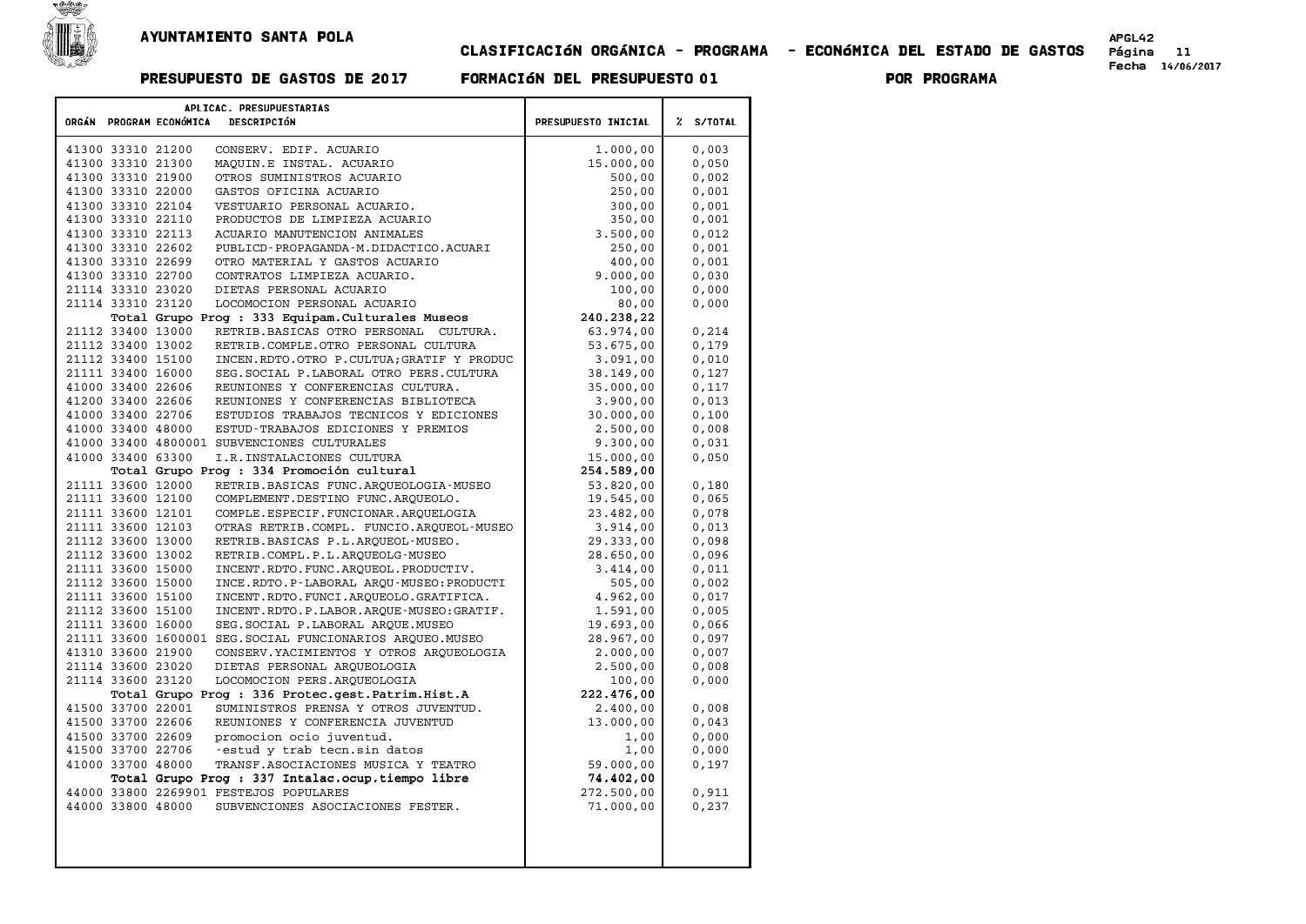# AYUNTAMIENTO SANTA POLA

## CLASIFICACIóN ORGÁNICA - PROGRAMA - ECONóMICA DEL ESTADO DE GASTOS

**PRESUPUESTO DE GASTOS DE 2017** **FORMACIóN DEL PRESUPUESTO 01** **POR PROGRAMA**

| ORGÁN | PROGRAM | ECONÓMICA | DESCRIPCIÓN | PRESUPUESTO INICIAL | % S/TOTAL |
|---|---|---|---|---|---|
| 41300 | 33310 | 21200 | CONSERV. EDIF. ACUARIO | 1.000,00 | 0,003 |
| 41300 | 33310 | 21300 | MAQUIN.E INSTAL. ACUARIO | 15.000,00 | 0,050 |
| 41300 | 33310 | 21900 | OTROS SUMINISTROS ACUARIO | 500,00 | 0,002 |
| 41300 | 33310 | 22000 | GASTOS OFICINA ACUARIO | 250,00 | 0,001 |
| 41300 | 33310 | 22104 | VESTUARIO PERSONAL ACUARIO. | 300,00 | 0,001 |
| 41300 | 33310 | 22110 | PRODUCTOS DE LIMPIEZA ACUARIO | 350,00 | 0,001 |
| 41300 | 33310 | 22113 | ACUARIO MANUTENCION ANIMALES | 3.500,00 | 0,012 |
| 41300 | 33310 | 22602 | PUBLICD-PROPAGANDA-M.DIDACTICO.ACUARI | 250,00 | 0,001 |
| 41300 | 33310 | 22699 | OTRO MATERIAL Y GASTOS ACUARIO | 400,00 | 0,001 |
| 41300 | 33310 | 22700 | CONTRATOS LIMPIEZA ACUARIO. | 9.000,00 | 0,030 |
| 21114 | 33310 | 23020 | DIETAS PERSONAL ACUARIO | 100,00 | 0,000 |
| 21114 | 33310 | 23120 | LOCOMOCION PERSONAL ACUARIO | 80,00 | 0,000 |
| | | | **Total Grupo Prog : 333 Equipam.Culturales Museos** | **240.238,22** | |
| 21112 | 33400 | 13000 | RETRIB.BASICAS OTRO PERSONAL CULTURA. | 63.974,00 | 0,214 |
| 21112 | 33400 | 13002 | RETRIB.COMPLE.OTRO PERSONAL CULTURA | 53.675,00 | 0,179 |
| 21112 | 33400 | 15100 | INCEN.RDTO.OTRO P.CULTUA;GRATIF Y PRODUC | 3.091,00 | 0,010 |
| 21111 | 33400 | 16000 | SEG.SOCIAL P.LABORAL OTRO PERS.CULTURA | 38.149,00 | 0,127 |
| 41000 | 33400 | 22606 | REUNIONES Y CONFERENCIAS CULTURA. | 35.000,00 | 0,117 |
| 41200 | 33400 | 22606 | REUNIONES Y CONFERENCIAS BIBLIOTECA | 3.900,00 | 0,013 |
| 41000 | 33400 | 22706 | ESTUDIOS TRABAJOS TECNICOS Y EDICIONES | 30.000,00 | 0,100 |
| 41000 | 33400 | 48000 | ESTUD-TRABAJOS EDICIONES Y PREMIOS | 2.500,00 | 0,008 |
| 41000 | 33400 | 4800001 | SUBVENCIONES CULTURALES | 9.300,00 | 0,031 |
| 41000 | 33400 | 63300 | I.R.INSTALACIONES CULTURA | 15.000,00 | 0,050 |
| | | | **Total Grupo Prog : 334 Promoción cultural** | **254.589,00** | |
| 21111 | 33600 | 12000 | RETRIB.BASICAS FUNC.ARQUEOLOGIA-MUSEO | 53.820,00 | 0,180 |
| 21111 | 33600 | 12100 | COMPLEMENT.DESTINO FUNC.ARQUEOLO. | 19.545,00 | 0,065 |
| 21111 | 33600 | 12101 | COMPLE.ESPECIF.FUNCIONAR.ARQUELOGIA | 23.482,00 | 0,078 |
| 21111 | 33600 | 12103 | OTRAS RETRIB.COMPL. FUNCIO.ARQUEOL-MUSEO | 3.914,00 | 0,013 |
| 21112 | 33600 | 13000 | RETRIB.BASICAS P.L.ARQUEOL-MUSEO. | 29.333,00 | 0,098 |
| 21112 | 33600 | 13002 | RETRIB.COMPL.P.L.ARQUEOLG-MUSEO | 28.650,00 | 0,096 |
| 21111 | 33600 | 15000 | INCENT.RDTO.FUNC.ARQUEOL.PRODUCTIV. | 3.414,00 | 0,011 |
| 21112 | 33600 | 15000 | INCE.RDTO.P-LABORAL ARQU-MUSEO:PRODUCTI | 505,00 | 0,002 |
| 21111 | 33600 | 15100 | INCENT.RDTO.FUNCI.ARQUEOLO.GRATIFICA. | 4.962,00 | 0,017 |
| 21112 | 33600 | 15100 | INCENT.RDTO.P.LABOR.ARQUE-MUSEO:GRATIF. | 1.591,00 | 0,005 |
| 21111 | 33600 | 16000 | SEG.SOCIAL P.LABORAL ARQUE.MUSEO | 19.693,00 | 0,066 |
| 21111 | 33600 | 1600001 | SEG.SOCIAL FUNCIONARIOS ARQUEO.MUSEO | 28.967,00 | 0,097 |
| 41310 | 33600 | 21900 | CONSERV.YACIMIENTOS Y OTROS ARQUEOLOGIA | 2.000,00 | 0,007 |
| 21114 | 33600 | 23020 | DIETAS PERSONAL ARQUEOLOGIA | 2.500,00 | 0,008 |
| 21114 | 33600 | 23120 | LOCOMOCION PERS.ARQUEOLOGIA | 100,00 | 0,000 |
| | | | **Total Grupo Prog : 336 Protec.gest.Patrim.Hist.A** | **222.476,00** | |
| 41500 | 33700 | 22001 | SUMINISTROS PRENSA Y OTROS JUVENTUD. | 2.400,00 | 0,008 |
| 41500 | 33700 | 22606 | REUNIONES Y CONFERENCIA JUVENTUD | 13.000,00 | 0,043 |
| 41500 | 33700 | 22609 | promocion ocio juventud. | 1,00 | 0,000 |
| 41500 | 33700 | 22706 | -estud y trab tecn.sin datos | 1,00 | 0,000 |
| 41000 | 33700 | 48000 | TRANSF.ASOCIACIONES MUSICA Y TEATRO | 59.000,00 | 0,197 |
| | | | **Total Grupo Prog : 337 Intalac.ocup.tiempo libre** | **74.402,00** | |
| 44000 | 33800 | 2269901 | FESTEJOS POPULARES | 272.500,00 | 0,911 |
| 44000 | 33800 | 48000 | SUBVENCIONES ASOCIACIONES FESTER. | 71.000,00 | 0,237 |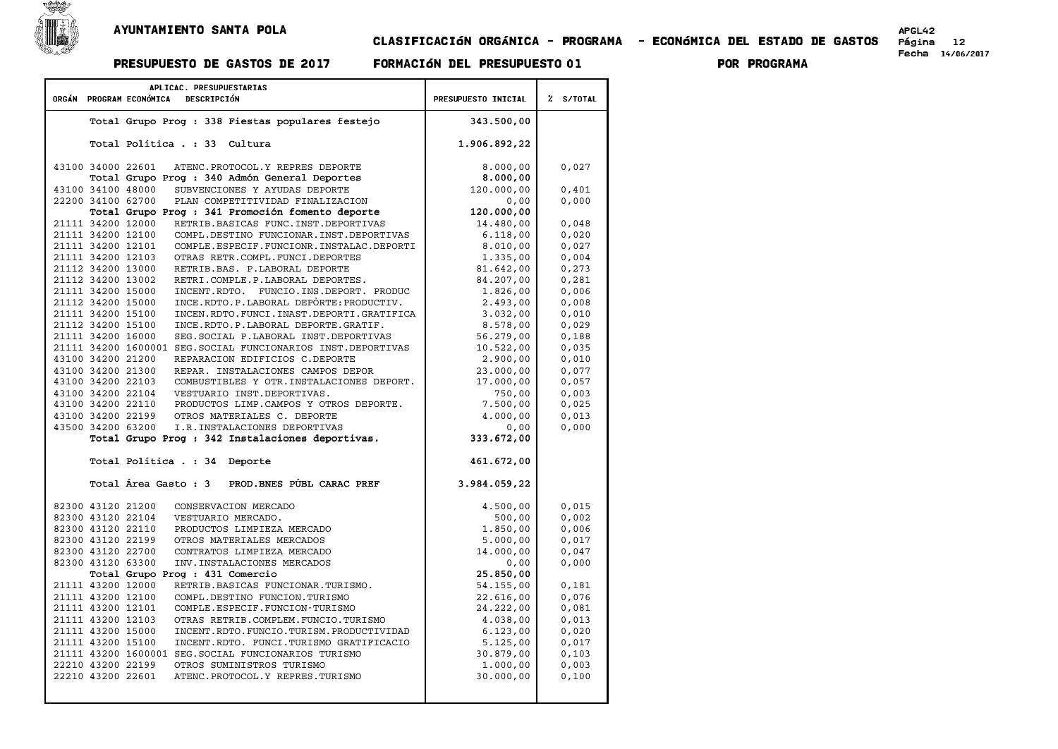# AYUNTAMIENTO SANTA POLA

## CLASIFICACIóN ORGÁNICA - PROGRAMA - ECONóMICA DEL ESTADO DE GASTOS

**PRESUPUESTO DE GASTOS DE 2017 — FORMACIóN DEL PRESUPUESTO 01 — POR PROGRAMA**

| ORGÁN | PROGRAM | ECONÓMICA | DESCRIPCIÓN | PRESUPUESTO INICIAL | % S/TOTAL |
|---|---|---|---|---|---|
| | | | Total Grupo Prog : 338 Fiestas populares festejo | 343.500,00 | |
| | | | Total Política . : 33 Cultura | 1.906.892,22 | |
| 43100 | 34000 | 22601 | ATENC.PROTOCOL.Y REPRES DEPORTE | 8.000,00 | 0,027 |
| | | | **Total Grupo Prog : 340 Admón General Deportes** | **8.000,00** | |
| 43100 | 34100 | 48000 | SUBVENCIONES Y AYUDAS DEPORTE | 120.000,00 | 0,401 |
| 22200 | 34100 | 62700 | PLAN COMPETITIVIDAD FINALIZACION | 0,00 | 0,000 |
| | | | **Total Grupo Prog : 341 Promoción fomento deporte** | **120.000,00** | |
| 21111 | 34200 | 12000 | RETRIB.BASICAS FUNC.INST.DEPORTIVAS | 14.480,00 | 0,048 |
| 21111 | 34200 | 12100 | COMPL.DESTINO FUNCIONAR.INST.DEPORTIVAS | 6.118,00 | 0,020 |
| 21111 | 34200 | 12101 | COMPLE.ESPECIF.FUNCIONR.INSTALAC.DEPORTI | 8.010,00 | 0,027 |
| 21111 | 34200 | 12103 | OTRAS RETR.COMPL.FUNCI.DEPORTES | 1.335,00 | 0,004 |
| 21112 | 34200 | 13000 | RETRIB.BAS. P.LABORAL DEPORTE | 81.642,00 | 0,273 |
| 21112 | 34200 | 13002 | RETRI.COMPLE.P.LABORAL DEPORTES. | 84.207,00 | 0,281 |
| 21111 | 34200 | 15000 | INCENT.RDTO. FUNCIO.INS.DEPORT. PRODUC | 1.826,00 | 0,006 |
| 21112 | 34200 | 15000 | INCE.RDTO.P.LABORAL DEPÒRTE:PRODUCTIV. | 2.493,00 | 0,008 |
| 21111 | 34200 | 15100 | INCEN.RDTO.FUNCI.INAST.DEPORTI.GRATIFICA | 3.032,00 | 0,010 |
| 21112 | 34200 | 15100 | INCE.RDTO.P.LABORAL DEPORTE.GRATIF. | 8.578,00 | 0,029 |
| 21112 | 34200 | 16000 | SEG.SOCIAL P.LABORAL INST.DEPORTIVAS | 56.279,00 | 0,188 |
| 21111 | 34200 | 1600001 | SEG.SOCIAL FUNCIONARIOS INST.DEPORTIVAS | 10.522,00 | 0,035 |
| 43100 | 34200 | 21200 | REPARACION EDIFICIOS C.DEPORTE | 2.900,00 | 0,010 |
| 43100 | 34200 | 21300 | REPAR. INSTALACIONES CAMPOS DEPOR | 23.000,00 | 0,077 |
| 43100 | 34200 | 22103 | COMBUSTIBLES Y OTR.INSTALACIONES DEPORT. | 17.000,00 | 0,057 |
| 43100 | 34200 | 22104 | VESTUARIO INST.DEPORTIVAS. | 750,00 | 0,003 |
| 43100 | 34200 | 22110 | PRODUCTOS LIMP.CAMPOS Y OTROS DEPORTE. | 7.500,00 | 0,025 |
| 43100 | 34200 | 22199 | OTROS MATERIALES C. DEPORTE | 4.000,00 | 0,013 |
| 43500 | 34200 | 63200 | I.R.INSTALACIONES DEPORTIVAS | 0,00 | 0,000 |
| | | | **Total Grupo Prog : 342 Instalaciones deportivas.** | **333.672,00** | |
| | | | Total Política . : 34 Deporte | 461.672,00 | |
| | | | Total Área Gasto : 3 PROD.BNES PÚBL CARAC PREF | 3.984.059,22 | |
| 82300 | 43120 | 21200 | CONSERVACION MERCADO | 4.500,00 | 0,015 |
| 82300 | 43120 | 22104 | VESTUARIO MERCADO. | 500,00 | 0,002 |
| 82300 | 43120 | 22110 | PRODUCTOS LIMPIEZA MERCADO | 1.850,00 | 0,006 |
| 82300 | 43120 | 22199 | OTROS MATERIALES MERCADOS | 5.000,00 | 0,017 |
| 82300 | 43120 | 22700 | CONTRATOS LIMPIEZA MERCADO | 14.000,00 | 0,047 |
| 82300 | 43120 | 63300 | INV.INSTALACIONES MERCADOS | 0,00 | 0,000 |
| | | | **Total Grupo Prog : 431 Comercio** | **25.850,00** | |
| 21111 | 43200 | 12000 | RETRIB.BASICAS FUNCIONAR.TURISMO. | 54.155,00 | 0,181 |
| 21111 | 43200 | 12100 | COMPL.DESTINO FUNCION.TURISMO | 22.616,00 | 0,076 |
| 21111 | 43200 | 12101 | COMPLE.ESPECIF.FUNCION-TURISMO | 24.222,00 | 0,081 |
| 21111 | 43200 | 12103 | OTRAS RETRIB.COMPLEM.FUNCIO.TURISMO | 4.038,00 | 0,013 |
| 21111 | 43200 | 15000 | INCENT.RDTO.FUNCIO.TURISM.PRODUCTIVIDAD | 6.123,00 | 0,020 |
| 21111 | 43200 | 15100 | INCENT.RDTO. FUNCI.TURISMO GRATIFICACIO | 5.125,00 | 0,017 |
| 21111 | 43200 | 1600001 | SEG.SOCIAL FUNCIONARIOS TURISMO | 30.879,00 | 0,103 |
| 22210 | 43200 | 22199 | OTROS SUMINISTROS TURISMO | 1.000,00 | 0,003 |
| 22210 | 43200 | 22601 | ATENC.PROTOCOL.Y REPRES.TURISMO | 30.000,00 | 0,100 |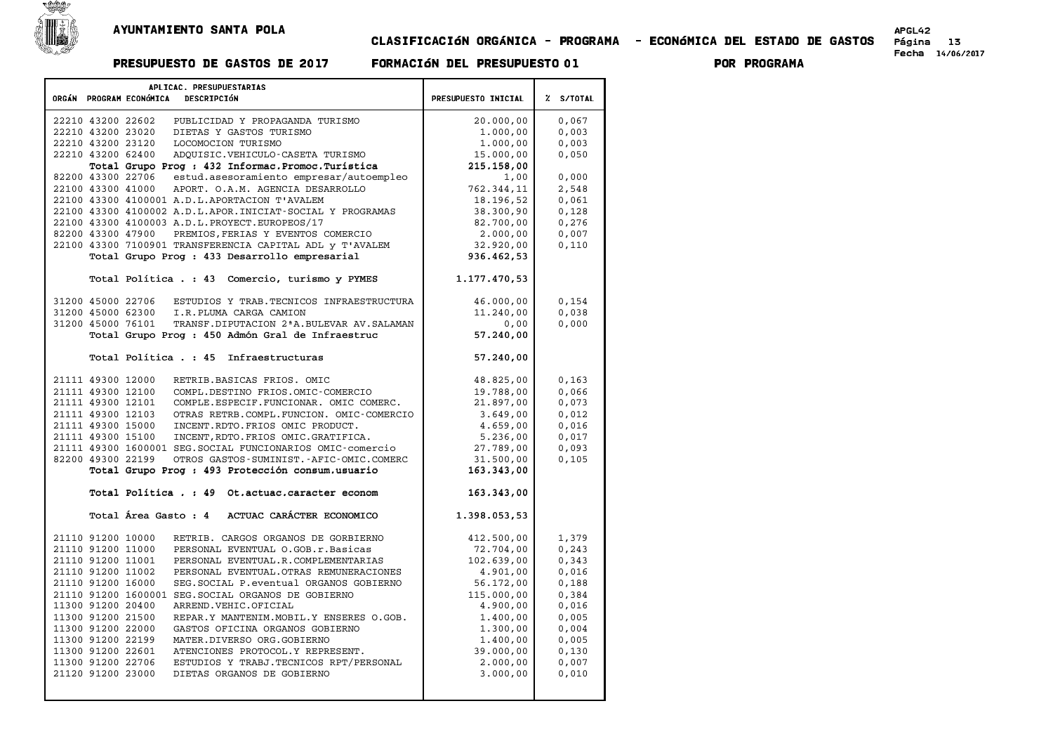# AYUNTAMIENTO SANTA POLA

## CLASIFICACIóN ORGÁNICA - PROGRAMA - ECONóMICA DEL ESTADO DE GASTOS

### PRESUPUESTO DE GASTOS DE 2017 FORMACIóN DEL PRESUPUESTO 01 POR PROGRAMA

| ORGÁN | PROGRAM | ECONÓMICA | DESCRIPCIÓN | PRESUPUESTO INICIAL | % S/TOTAL |
|---|---|---|---|---|---|
| 22210 | 43200 | 22602 | PUBLICIDAD Y PROPAGANDA TURISMO | 20.000,00 | 0,067 |
| 22210 | 43200 | 23020 | DIETAS Y GASTOS TURISMO | 1.000,00 | 0,003 |
| 22210 | 43200 | 23120 | LOCOMOCION TURISMO | 1.000,00 | 0,003 |
| 22210 | 43200 | 62400 | ADQUISIC.VEHICULO-CASETA TURISMO | 15.000,00 | 0,050 |
| | | | **Total Grupo Prog : 432 Informac.Promoc.Turística** | **215.158,00** | |
| 82200 | 43300 | 22706 | estud.asesoramiento empresar/autoempleo | 1,00 | 0,000 |
| 22100 | 43300 | 41000 | APORT. O.A.M. AGENCIA DESARROLLO | 762.344,11 | 2,548 |
| 22100 | 43300 | 4100001 | A.D.L.APORTACION T'AVALEM | 18.196,52 | 0,061 |
| 22100 | 43300 | 4100002 | A.D.L.APOR.INICIAT-SOCIAL Y PROGRAMAS | 38.300,90 | 0,128 |
| 22100 | 43300 | 4100003 | A.D.L.PROYECT.EUROPEOS/17 | 82.700,00 | 0,276 |
| 82200 | 43300 | 47900 | PREMIOS,FERIAS Y EVENTOS COMERCIO | 2.000,00 | 0,007 |
| 22100 | 43300 | 7100901 | TRANSFERENCIA CAPITAL ADL y T'AVALEM | 32.920,00 | 0,110 |
| | | | **Total Grupo Prog : 433 Desarrollo empresarial** | **936.462,53** | |
| | | | **Total Política . : 43 Comercio, turismo y PYMES** | **1.177.470,53** | |
| 31200 | 45000 | 22706 | ESTUDIOS Y TRAB.TECNICOS INFRAESTRUCTURA | 46.000,00 | 0,154 |
| 31200 | 45000 | 62300 | I.R.PLUMA CARGA CAMION | 11.240,00 | 0,038 |
| 31200 | 45000 | 76101 | TRANSF.DIPUTACION 2ªA.BULEVAR AV.SALAMAN | 0,00 | 0,000 |
| | | | **Total Grupo Prog : 450 Admón Gral de Infraestruc** | **57.240,00** | |
| | | | **Total Política . : 45 Infraestructuras** | **57.240,00** | |
| 21111 | 49300 | 12000 | RETRIB.BASICAS FRIOS. OMIC | 48.825,00 | 0,163 |
| 21111 | 49300 | 12100 | COMPL.DESTINO FRIOS.OMIC-COMERCIO | 19.788,00 | 0,066 |
| 21111 | 49300 | 12101 | COMPLE.ESPECIF.FUNCIONAR. OMIC COMERC. | 21.897,00 | 0,073 |
| 21111 | 49300 | 12103 | OTRAS RETRB.COMPL.FUNCION. OMIC-COMERCIO | 3.649,00 | 0,012 |
| 21111 | 49300 | 15000 | INCENT.RDTO.FRIOS OMIC PRODUCT. | 4.659,00 | 0,016 |
| 21111 | 49300 | 15100 | INCENT,RDTO.FRIOS OMIC.GRATIFICA. | 5.236,00 | 0,017 |
| 21111 | 49300 | 1600001 | SEG.SOCIAL FUNCIONARIOS OMIC-comercio | 27.789,00 | 0,093 |
| 82200 | 49300 | 22199 | OTROS GASTOS-SUMINIST.-AFIC-OMIC.COMERC | 31.500,00 | 0,105 |
| | | | **Total Grupo Prog : 493 Protección consum.usuario** | **163.343,00** | |
| | | | **Total Política . : 49 Ot.actuac.caracter econom** | **163.343,00** | |
| | | | **Total Área Gasto : 4 ACTUAC CARÁCTER ECONOMICO** | **1.398.053,53** | |
| 21110 | 91200 | 10000 | RETRIB. CARGOS ORGANOS DE GORBIERNO | 412.500,00 | 1,379 |
| 21110 | 91200 | 11000 | PERSONAL EVENTUAL O.GOB.r.Basicas | 72.704,00 | 0,243 |
| 21110 | 91200 | 11001 | PERSONAL EVENTUAL.R.COMPLEMENTARIAS | 102.639,00 | 0,343 |
| 21110 | 91200 | 11002 | PERSONAL EVENTUAL.OTRAS REMUNERACIONES | 4.901,00 | 0,016 |
| 21110 | 91200 | 16000 | SEG.SOCIAL P.eventual ORGANOS GOBIERNO | 56.172,00 | 0,188 |
| 21110 | 91200 | 1600001 | SEG.SOCIAL ORGANOS DE GOBIERNO | 115.000,00 | 0,384 |
| 11300 | 91200 | 20400 | ARREND.VEHIC.OFICIAL | 4.900,00 | 0,016 |
| 11300 | 91200 | 21500 | REPAR.Y MANTENIM.MOBIL.Y ENSERES O.GOB. | 1.400,00 | 0,005 |
| 11300 | 91200 | 22000 | GASTOS OFICINA ORGANOS GOBIERNO | 1.300,00 | 0,004 |
| 11300 | 91200 | 22199 | MATER.DIVERSO ORG.GOBIERNO | 1.400,00 | 0,005 |
| 11300 | 91200 | 22601 | ATENCIONES PROTOCOL.Y REPRESENT. | 39.000,00 | 0,130 |
| 11300 | 91200 | 22706 | ESTUDIOS Y TRABJ.TECNICOS RPT/PERSONAL | 2.000,00 | 0,007 |
| 21120 | 91200 | 23000 | DIETAS ORGANOS DE GOBIERNO | 3.000,00 | 0,010 |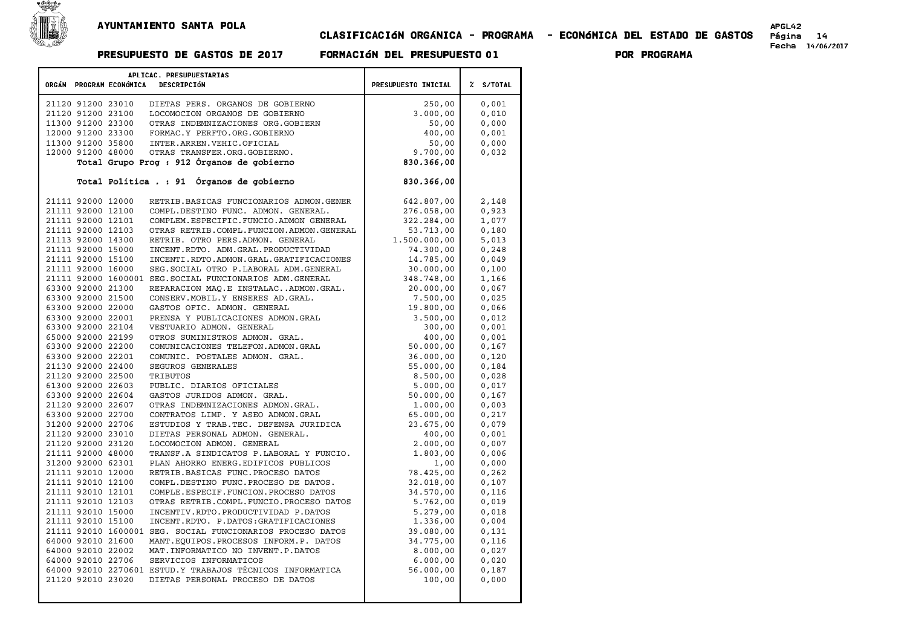AYUNTAMIENTO SANTA POLA

## CLASIFICACIóN ORGÁNICA - PROGRAMA - ECONóMICA DEL ESTADO DE GASTOS

APGL42
Fecha 14/06/2017

### PRESUPUESTO DE GASTOS DE 2017 FORMACIóN DEL PRESUPUESTO 01 POR PROGRAMA

| ORGÁN | PROGRAM | ECONÓMICA | DESCRIPCIÓN | PRESUPUESTO INICIAL | % S/TOTAL |
|---|---|---|---|---|---|
| 21120 | 91200 | 23010 | DIETAS PERS. ORGANOS DE GOBIERNO | 250,00 | 0,001 |
| 21120 | 91200 | 23100 | LOCOMOCION ORGANOS DE GOBIERNO | 3.000,00 | 0,010 |
| 11300 | 91200 | 23300 | OTRAS INDEMNIZACIONES ORG.GOBIERN | 50,00 | 0,000 |
| 12000 | 91200 | 23300 | FORMAC.Y PERFTO.ORG.GOBIERNO | 400,00 | 0,001 |
| 11300 | 91200 | 35800 | INTER.ARREN.VEHIC.OFICIAL | 50,00 | 0,000 |
| 12000 | 91200 | 48000 | OTRAS TRANSFER.ORG.GOBIERNO. | 9.700,00 | 0,032 |
| | | | **Total Grupo Prog : 912 Órganos de gobierno** | **830.366,00** | |
| | | | **Total Política . : 91 Órganos de gobierno** | **830.366,00** | |
| 21111 | 92000 | 12000 | RETRIB.BASICAS FUNCIONARIOS ADMON.GENER | 642.807,00 | 2,148 |
| 21111 | 92000 | 12100 | COMPL.DESTINO FUNC. ADMON. GENERAL. | 276.058,00 | 0,923 |
| 21111 | 92000 | 12101 | COMPLEM.ESPECIFIC.FUNCIO.ADMON GENERAL | 322.284,00 | 1,077 |
| 21111 | 92000 | 12103 | OTRAS RETRIB.COMPL.FUNCION.ADMON.GENERAL | 53.713,00 | 0,180 |
| 21113 | 92000 | 14300 | RETRIB. OTRO PERS.ADMON. GENERAL | 1.500.000,00 | 5,013 |
| 21111 | 92000 | 15000 | INCENT.RDTO. ADM.GRAL.PRODUCTIVIDAD | 74.300,00 | 0,248 |
| 21111 | 92000 | 15100 | INCENTI.RDTO.ADMON.GRAL.GRATIFICACIONES | 14.785,00 | 0,049 |
| 21111 | 92000 | 16000 | SEG.SOCIAL OTRO P.LABORAL ADM.GENERAL | 30.000,00 | 0,100 |
| 21111 | 92000 | 1600001 | SEG.SOCIAL FUNCIONARIOS ADM.GENERAL | 348.748,00 | 1,166 |
| 63300 | 92000 | 21300 | REPARACION MAQ.E INSTALAC..ADMON.GRAL. | 20.000,00 | 0,067 |
| 63300 | 92000 | 21500 | CONSERV.MOBIL.Y ENSERES AD.GRAL. | 7.500,00 | 0,025 |
| 63300 | 92000 | 22000 | GASTOS OFIC. ADMON. GENERAL | 19.800,00 | 0,066 |
| 63300 | 92000 | 22001 | PRENSA Y PUBLICACIONES ADMON.GRAL | 3.500,00 | 0,012 |
| 63300 | 92000 | 22104 | VESTUARIO ADMON. GENERAL | 300,00 | 0,001 |
| 65000 | 92000 | 22199 | OTROS SUMINISTROS ADMON. GRAL. | 400,00 | 0,001 |
| 63300 | 92000 | 22200 | COMUNICACIONES TELEFON.ADMON.GRAL | 50.000,00 | 0,167 |
| 63300 | 92000 | 22201 | COMUNIC. POSTALES ADMON. GRAL. | 36.000,00 | 0,120 |
| 21130 | 92000 | 22400 | SEGUROS GENERALES | 55.000,00 | 0,184 |
| 21120 | 92000 | 22500 | TRIBUTOS | 8.500,00 | 0,028 |
| 61300 | 92000 | 22603 | PUBLIC. DIARIOS OFICIALES | 5.000,00 | 0,017 |
| 63300 | 92000 | 22604 | GASTOS JURIDOS ADMON. GRAL. | 50.000,00 | 0,167 |
| 21120 | 92000 | 22607 | OTRAS INDEMNIZACIONES ADMON.GRAL. | 1.000,00 | 0,003 |
| 63300 | 92000 | 22700 | CONTRATOS LIMP. Y ASEO ADMON.GRAL | 65.000,00 | 0,217 |
| 31200 | 92000 | 22706 | ESTUDIOS Y TRAB.TEC. DEFENSA JURIDICA | 23.675,00 | 0,079 |
| 21120 | 92000 | 23010 | DIETAS PERSONAL ADMON. GENERAL. | 400,00 | 0,001 |
| 21120 | 92000 | 23120 | LOCOMOCION ADMON. GENERAL | 2.000,00 | 0,007 |
| 21111 | 92000 | 48000 | TRANSF.A SINDICATOS P.LABORAL Y FUNCIO. | 1.803,00 | 0,006 |
| 31200 | 92000 | 62301 | PLAN AHORRO ENERG.EDIFICOS PUBLICOS | 1,00 | 0,000 |
| 21111 | 92010 | 12000 | RETRIB.BASICAS FUNC.PROCESO DATOS | 78.425,00 | 0,262 |
| 21111 | 92010 | 12100 | COMPL.DESTINO FUNC.PROCESO DE DATOS. | 32.018,00 | 0,107 |
| 21111 | 92010 | 12101 | COMPLE.ESPECIF.FUNCION.PROCESO DATOS | 34.570,00 | 0,116 |
| 21111 | 92010 | 12103 | OTRAS RETRIB.COMPL.FUNCIO.PROCESO DATOS | 5.762,00 | 0,019 |
| 21111 | 92010 | 15000 | INCENTIV.RDTO.PRODUCTIVIDAD P.DATOS | 5.279,00 | 0,018 |
| 21111 | 92010 | 15100 | INCENT.RDTO. P.DATOS:GRATIFICACIONES | 1.336,00 | 0,004 |
| 21111 | 92010 | 1600001 | SEG. SOCIAL FUNCIONARIOS PROCESO DATOS | 39.080,00 | 0,131 |
| 64000 | 92010 | 21600 | MANT.EQUIPOS.PROCESOS INFORM.P. DATOS | 34.775,00 | 0,116 |
| 64000 | 92010 | 22002 | MAT.INFORMATICO NO INVENT.P.DATOS | 8.000,00 | 0,027 |
| 64000 | 92010 | 22706 | SERVICIOS INFORMATICOS | 6.000,00 | 0,020 |
| 64000 | 92010 | 2270601 | ESTUD.Y TRABAJOS TÉCNICOS INFORMATICA | 56.000,00 | 0,187 |
| 21120 | 92010 | 23020 | DIETAS PERSONAL PROCESO DE DATOS | 100,00 | 0,000 |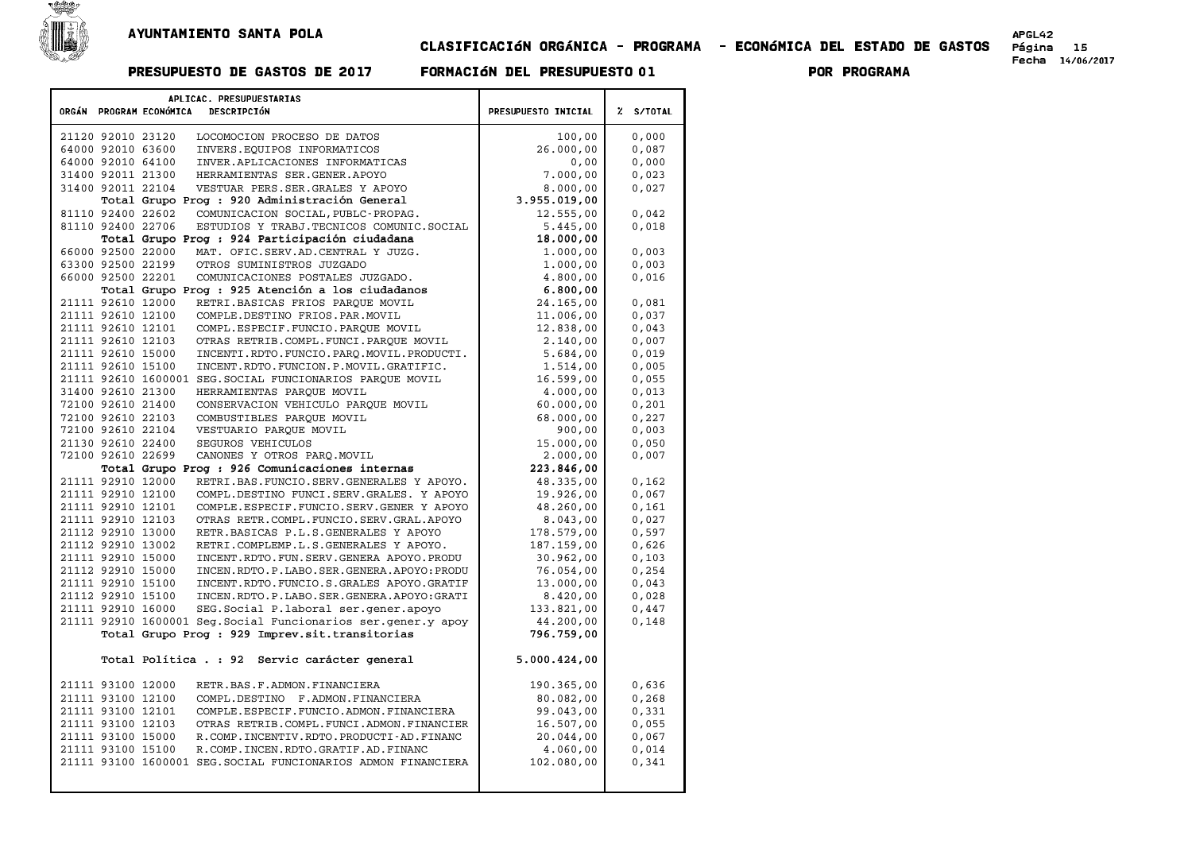# AYUNTAMIENTO SANTA POLA

## CLASIFICACIÓN ORGÁNICA - PROGRAMA - ECONÓMICA DEL ESTADO DE GASTOS

APGL42
Página 15
Fecha 14/06/2017

### PRESUPUESTO DE GASTOS DE 2017 FORMACIÓN DEL PRESUPUESTO 01 POR PROGRAMA

| ORGÁN | PROGRAM | ECONÓMICA | DESCRIPCIÓN | PRESUPUESTO INICIAL | % S/TOTAL |
|---|---|---|---|---|---|
| 21120 | 92010 | 23120 | LOCOMOCION PROCESO DE DATOS | 100,00 | 0,000 |
| 64000 | 92010 | 63600 | INVERS.EQUIPOS INFORMATICOS | 26.000,00 | 0,087 |
| 64000 | 92010 | 64100 | INVER.APLICACIONES INFORMATICAS | 0,00 | 0,000 |
| 31400 | 92011 | 21300 | HERRAMIENTAS SER.GENER.APOYO | 7.000,00 | 0,023 |
| 31400 | 92011 | 22104 | VESTUAR PERS.SER.GRALES Y APOYO | 8.000,00 | 0,027 |
| | | | **Total Grupo Prog : 920 Administración General** | **3.955.019,00** | |
| 81110 | 92400 | 22602 | COMUNICACION SOCIAL,PUBLC-PROPAG. | 12.555,00 | 0,042 |
| 81110 | 92400 | 22706 | ESTUDIOS Y TRABJ.TECNICOS COMUNIC.SOCIAL | 5.445,00 | 0,018 |
| | | | **Total Grupo Prog : 924 Participación ciudadana** | **18.000,00** | |
| 66000 | 92500 | 22000 | MAT. OFIC.SERV.AD.CENTRAL Y JUZG. | 1.000,00 | 0,003 |
| 63300 | 92500 | 22199 | OTROS SUMINISTROS JUZGADO | 1.000,00 | 0,003 |
| 66000 | 92500 | 22201 | COMUNICACIONES POSTALES JUZGADO. | 4.800,00 | 0,016 |
| | | | **Total Grupo Prog : 925 Atención a los ciudadanos** | **6.800,00** | |
| 21111 | 92610 | 12000 | RETRI.BASICAS FRIOS PARQUE MOVIL | 24.165,00 | 0,081 |
| 21111 | 92610 | 12100 | COMPLE.DESTINO FRIOS.PAR.MOVIL | 11.006,00 | 0,037 |
| 21111 | 92610 | 12101 | COMPL.ESPECIF.FUNCIO.PARQUE MOVIL | 12.838,00 | 0,043 |
| 21111 | 92610 | 12103 | OTRAS RETRIB.COMPL.FUNCI.PARQUE MOVIL | 2.140,00 | 0,007 |
| 21111 | 92610 | 15000 | INCENTI.RDTO.FUNCIO.PARQ.MOVIL.PRODUCTI. | 5.684,00 | 0,019 |
| 21111 | 92610 | 15100 | INCENT.RDTO.FUNCION.P.MOVIL.GRATIFIC. | 1.514,00 | 0,005 |
| 21111 | 92610 | 1600001 | SEG.SOCIAL FUNCIONARIOS PARQUE MOVIL | 16.599,00 | 0,055 |
| 31400 | 92610 | 21300 | HERRAMIENTAS PARQUE MOVIL | 4.000,00 | 0,013 |
| 72100 | 92610 | 21400 | CONSERVACION VEHICULO PARQUE MOVIL | 60.000,00 | 0,201 |
| 72100 | 92610 | 22103 | COMBUSTIBLES PARQUE MOVIL | 68.000,00 | 0,227 |
| 72100 | 92610 | 22104 | VESTUARIO PARQUE MOVIL | 900,00 | 0,003 |
| 21130 | 92610 | 22400 | SEGUROS VEHICULOS | 15.000,00 | 0,050 |
| 72100 | 92610 | 22699 | CANONES Y OTROS PARQ.MOVIL | 2.000,00 | 0,007 |
| | | | **Total Grupo Prog : 926 Comunicaciones internas** | **223.846,00** | |
| 21111 | 92910 | 12000 | RETRI.BAS.FUNCIO.SERV.GENERALES Y APOYO. | 48.335,00 | 0,162 |
| 21111 | 92910 | 12100 | COMPL.DESTINO FUNCI.SERV.GRALES. Y APOYO | 19.926,00 | 0,067 |
| 21111 | 92910 | 12101 | COMPLE.ESPECIF.FUNCIO.SERV.GENER Y APOYO | 48.260,00 | 0,161 |
| 21111 | 92910 | 12103 | OTRAS RETR.COMPL.FUNCIO.SERV.GRAL.APOYO | 8.043,00 | 0,027 |
| 21112 | 92910 | 13000 | RETR.BASICAS P.L.S.GENERALES Y APOYO | 178.579,00 | 0,597 |
| 21112 | 92910 | 13002 | RETRI.COMPLEMP.L.S.GENERALES Y APOYO. | 187.159,00 | 0,626 |
| 21111 | 92910 | 15000 | INCENT.RDTO.FUN.SERV.GENERA APOYO.PRODU | 30.962,00 | 0,103 |
| 21112 | 92910 | 15000 | INCEN.RDTO.P.LABO.SER.GENERA.APOYO:PRODU | 76.054,00 | 0,254 |
| 21111 | 92910 | 15100 | INCENT.RDTO.FUNCIO.S.GRALES APOYO.GRATIF | 13.000,00 | 0,043 |
| 21112 | 92910 | 15100 | INCEN.RDTO.P.LABO.SER.GENERA.APOYO:GRATI | 8.420,00 | 0,028 |
| 21111 | 92910 | 16000 | SEG.Social P.laboral ser.gener.apoyo | 133.821,00 | 0,447 |
| 21111 | 92910 | 1600001 | Seg.Social Funcionarios ser.gener.y apoy | 44.200,00 | 0,148 |
| | | | **Total Grupo Prog : 929 Imprev.sit.transitorias** | **796.759,00** | |
| | | | **Total Política . : 92 Servic carácter general** | **5.000.424,00** | |
| 21111 | 93100 | 12000 | RETR.BAS.F.ADMON.FINANCIERA | 190.365,00 | 0,636 |
| 21111 | 93100 | 12100 | COMPL.DESTINO F.ADMON.FINANCIERA | 80.082,00 | 0,268 |
| 21111 | 93100 | 12101 | COMPLE.ESPECIF.FUNCIO.ADMON.FINANCIERA | 99.043,00 | 0,331 |
| 21111 | 93100 | 12103 | OTRAS RETRIB.COMPL.FUNCI.ADMON.FINANCIER | 16.507,00 | 0,055 |
| 21111 | 93100 | 15000 | R.COMP.INCENTIV.RDTO.PRODUCTI-AD.FINANC | 20.044,00 | 0,067 |
| 21111 | 93100 | 15100 | R.COMP.INCEN.RDTO.GRATIF.AD.FINANC | 4.060,00 | 0,014 |
| 21111 | 93100 | 1600001 | SEG.SOCIAL FUNCIONARIOS ADMON FINANCIERA | 102.080,00 | 0,341 |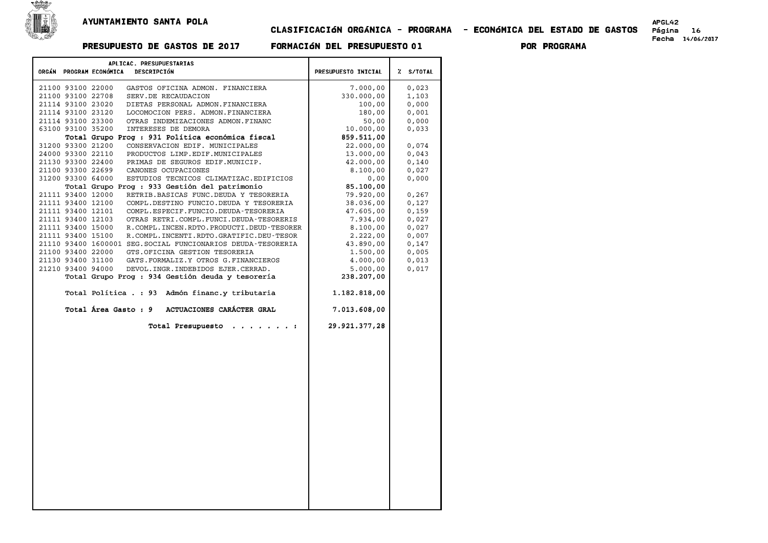# AYUNTAMIENTO SANTA POLA

## CLASIFICACIÓN ORGÁNICA - PROGRAMA - ECONÓMICA DEL ESTADO DE GASTOS

APGL42
Página 16
Fecha 14/06/2017

**PRESUPUESTO DE GASTOS DE 2017 FORMACIÓN DEL PRESUPUESTO 01 POR PROGRAMA**

| ORGÁN | PROGRAM | ECONÓMICA | APLICAC. PRESUPUESTARIAS DESCRIPCIÓN | PRESUPUESTO INICIAL | % S/TOTAL |
|---|---|---|---|---|---|
| 21100 | 93100 | 22000 | GASTOS OFICINA ADMON. FINANCIERA | 7.000,00 | 0,023 |
| 21100 | 93100 | 22708 | SERV.DE RECAUDACION | 330.000,00 | 1,103 |
| 21114 | 93100 | 23020 | DIETAS PERSONAL ADMON.FINANCIERA | 100,00 | 0,000 |
| 21114 | 93100 | 23120 | LOCOMOCION PERS. ADMON.FINANCIERA | 180,00 | 0,001 |
| 21114 | 93100 | 23300 | OTRAS INDEMIZACIONES ADMON.FINANC | 50,00 | 0,000 |
| 63100 | 93100 | 35200 | INTERESES DE DEMORA | 10.000,00 | 0,033 |
| | | | **Total Grupo Prog : 931 Política económica fiscal** | **859.511,00** | |
| 31200 | 93300 | 21200 | CONSERVACION EDIF. MUNICIPALES | 22.000,00 | 0,074 |
| 24000 | 93300 | 22110 | PRODUCTOS LIMP.EDIF.MUNICIPALES | 13.000,00 | 0,043 |
| 21130 | 93300 | 22400 | PRIMAS DE SEGUROS EDIF.MUNICIP. | 42.000,00 | 0,140 |
| 21100 | 93300 | 22699 | CANONES OCUPACIONES | 8.100,00 | 0,027 |
| 31200 | 93300 | 64000 | ESTUDIOS TECNICOS CLIMATIZAC.EDIFICIOS | 0,00 | 0,000 |
| | | | **Total Grupo Prog : 933 Gestión del patrimonio** | **85.100,00** | |
| 21111 | 93400 | 12000 | RETRIB.BASICAS FUNC.DEUDA Y TESORERIA | 79.920,00 | 0,267 |
| 21111 | 93400 | 12100 | COMPL.DESTINO FUNCIO.DEUDA Y TESORERIA | 38.036,00 | 0,127 |
| 21111 | 93400 | 12101 | COMPL.ESPECIF.FUNCIO.DEUDA-TESORERIA | 47.605,00 | 0,159 |
| 21111 | 93400 | 12103 | OTRAS RETRI.COMPL.FUNCI.DEUDA-TESORERIS | 7.934,00 | 0,027 |
| 21111 | 93400 | 15000 | R.COMPL.INCEN.RDTO.PRODUCTI.DEUD-TESORER | 8.100,00 | 0,027 |
| 21111 | 93400 | 15100 | R.COMPL.INCENTI.RDTO.GRATIFIC.DEU-TESOR | 2.222,00 | 0,007 |
| 21110 | 93400 | 1600001 | SEG.SOCIAL FUNCIONARIOS DEUDA-TESORERIA | 43.890,00 | 0,147 |
| 21100 | 93400 | 22000 | GTS.OFICINA GESTION TESORERIA | 1.500,00 | 0,005 |
| 21130 | 93400 | 31100 | GATS.FORMALIZ.Y OTROS G.FINANCIEROS | 4.000,00 | 0,013 |
| 21210 | 93400 | 94000 | DEVOL.INGR.INDEBIDOS EJER.CERRAD. | 5.000,00 | 0,017 |
| | | | **Total Grupo Prog : 934 Gestión deuda y tesorería** | **238.207,00** | |
| | | | **Total Política . : 93 Admón financ.y tributaria** | **1.182.818,00** | |
| | | | **Total Área Gasto : 9 ACTUACIONES CARÁCTER GRAL** | **7.013.608,00** | |
| | | | **Total Presupuesto . . . . . . . . :** | **29.921.377,28** | |